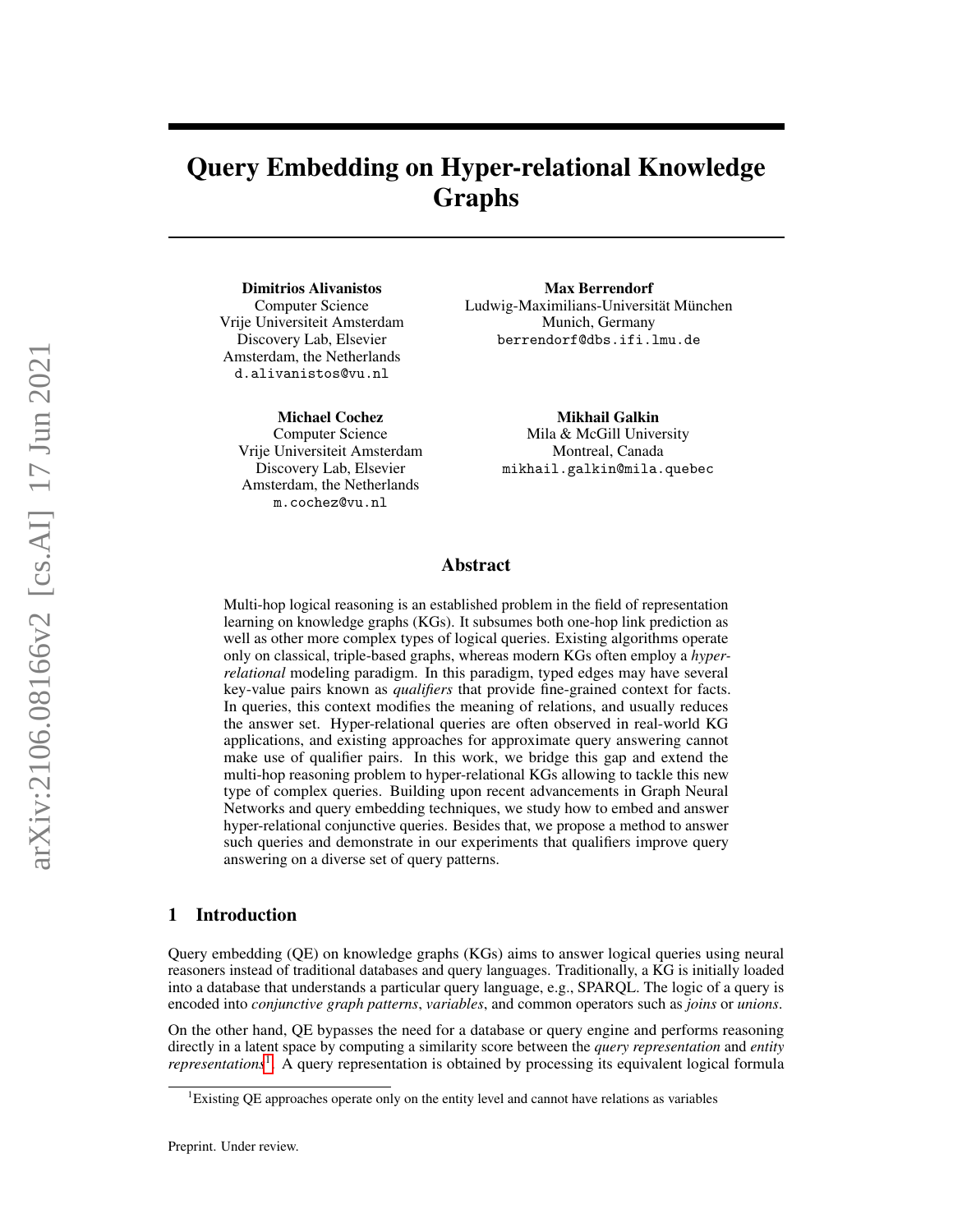# Query Embedding on Hyper-relational Knowledge Graphs

**Dimitrios Alivanistos**
Computer Science
Vrije Universiteit Amsterdam
Discovery Lab, Elsevier
Amsterdam, the Netherlands
d.alivanistos@vu.nl

**Max Berrendorf**
Ludwig-Maximilians-Universität München
Munich, Germany
berrendorf@dbs.ifi.lmu.de

**Michael Cochez**
Computer Science
Vrije Universiteit Amsterdam
Discovery Lab, Elsevier
Amsterdam, the Netherlands
m.cochez@vu.nl

**Mikhail Galkin**
Mila & McGill University
Montreal, Canada
mikhail.galkin@mila.quebec

## Abstract

Multi-hop logical reasoning is an established problem in the field of representation learning on knowledge graphs (KGs). It subsumes both one-hop link prediction as well as other more complex types of logical queries. Existing algorithms operate only on classical, triple-based graphs, whereas modern KGs often employ a *hyper-relational* modeling paradigm. In this paradigm, typed edges may have several key-value pairs known as *qualifiers* that provide fine-grained context for facts. In queries, this context modifies the meaning of relations, and usually reduces the answer set. Hyper-relational queries are often observed in real-world KG applications, and existing approaches for approximate query answering cannot make use of qualifier pairs. In this work, we bridge this gap and extend the multi-hop reasoning problem to hyper-relational KGs allowing to tackle this new type of complex queries. Building upon recent advancements in Graph Neural Networks and query embedding techniques, we study how to embed and answer hyper-relational conjunctive queries. Besides that, we propose a method to answer such queries and demonstrate in our experiments that qualifiers improve query answering on a diverse set of query patterns.

## 1 Introduction

Query embedding (QE) on knowledge graphs (KGs) aims to answer logical queries using neural reasoners instead of traditional databases and query languages. Traditionally, a KG is initially loaded into a database that understands a particular query language, e.g., SPARQL. The logic of a query is encoded into *conjunctive graph patterns*, *variables*, and common operators such as *joins* or *unions*.

On the other hand, QE bypasses the need for a database or query engine and performs reasoning directly in a latent space by computing a similarity score between the *query representation* and *entity representations*[1]. A query representation is obtained by processing its equivalent logical formula

[1] Existing QE approaches operate only on the entity level and cannot have relations as variables

Preprint. Under review.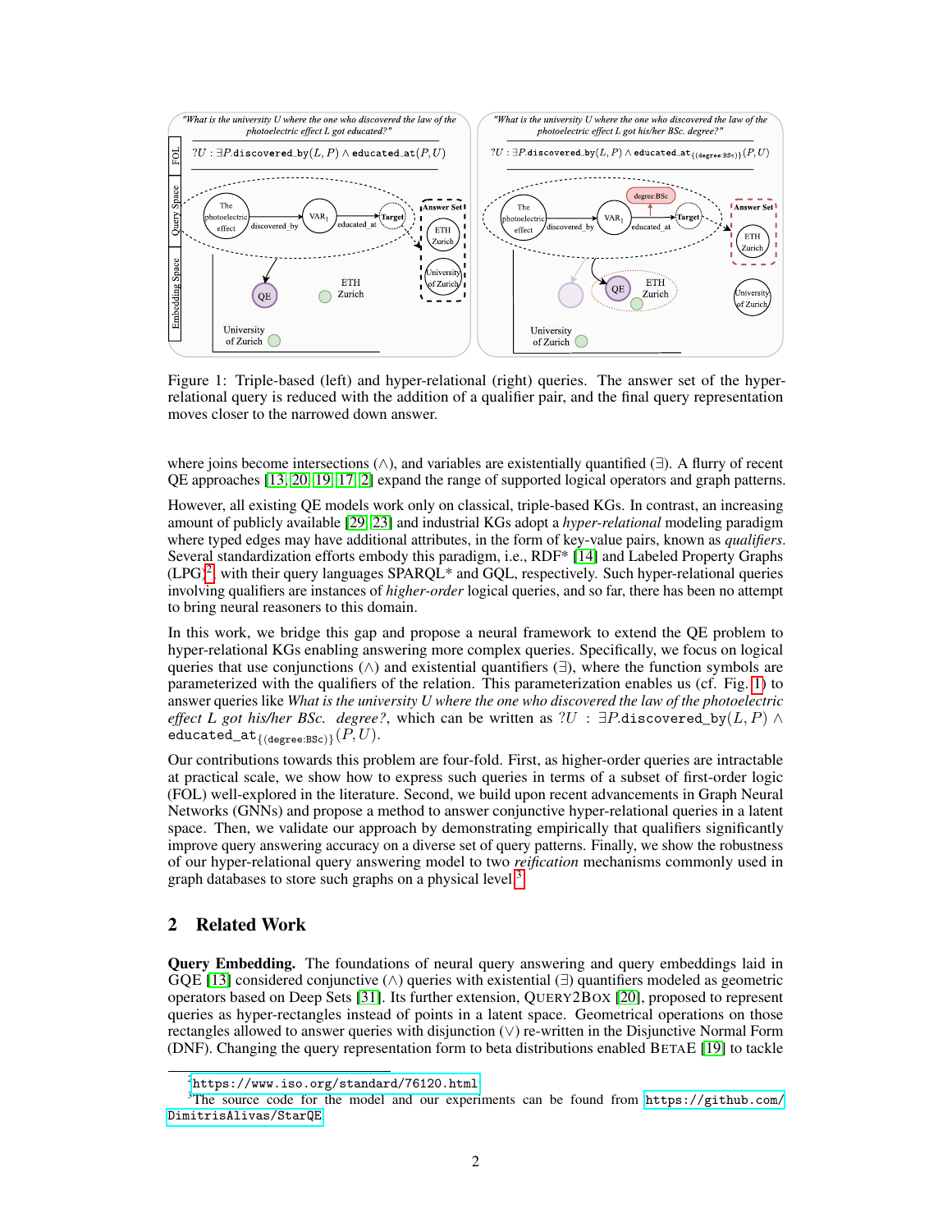Figure 1: Triple-based (left) and hyper-relational (right) queries. The answer set of the hyper-relational query is reduced with the addition of a qualifier pair, and the final query representation moves closer to the narrowed down answer.

where joins become intersections ($\wedge$), and variables are existentially quantified ($\exists$). A flurry of recent QE approaches [13, 20, 19, 17, 2] expand the range of supported logical operators and graph patterns.

However, all existing QE models work only on classical, triple-based KGs. In contrast, an increasing amount of publicly available [29, 23] and industrial KGs adopt a *hyper-relational* modeling paradigm where typed edges may have additional attributes, in the form of key-value pairs, known as *qualifiers*. Several standardization efforts embody this paradigm, i.e., RDF* [14] and Labeled Property Graphs (LPG)[2], with their query languages SPARQL* and GQL, respectively. Such hyper-relational queries involving qualifiers are instances of *higher-order* logical queries, and so far, there has been no attempt to bring neural reasoners to this domain.

In this work, we bridge this gap and propose a neural framework to extend the QE problem to hyper-relational KGs enabling answering more complex queries. Specifically, we focus on logical queries that use conjunctions ($\wedge$) and existential quantifiers ($\exists$), where the function symbols are parameterized with the qualifiers of the relation. This parameterization enables us (cf. Fig. 1) to answer queries like *What is the university U where the one who discovered the law of the photoelectric effect L got his/her BSc. degree?*, which can be written as $?U : \exists P.\texttt{discovered\_by}(L, P) \wedge \texttt{educated\_at}_{\{(\texttt{degree:BSc})\}}(P, U)$.

Our contributions towards this problem are four-fold. First, as higher-order queries are intractable at practical scale, we show how to express such queries in terms of a subset of first-order logic (FOL) well-explored in the literature. Second, we build upon recent advancements in Graph Neural Networks (GNNs) and propose a method to answer conjunctive hyper-relational queries in a latent space. Then, we validate our approach by demonstrating empirically that qualifiers significantly improve query answering accuracy on a diverse set of query patterns. Finally, we show the robustness of our hyper-relational query answering model to two *reification* mechanisms commonly used in graph databases to store such graphs on a physical level.[3]

## 2 Related Work

**Query Embedding.** The foundations of neural query answering and query embeddings laid in GQE [13] considered conjunctive ($\wedge$) queries with existential ($\exists$) quantifiers modeled as geometric operators based on Deep Sets [31]. Its further extension, QUERY2BOX [20], proposed to represent queries as hyper-rectangles instead of points in a latent space. Geometrical operations on those rectangles allowed to answer queries with disjunction ($\vee$) re-written in the Disjunctive Normal Form (DNF). Changing the query representation form to beta distributions enabled BETAE [19] to tackle

[2] https://www.iso.org/standard/76120.html

[3] The source code for the model and our experiments can be found from https://github.com/DimitrisAlivas/StarQE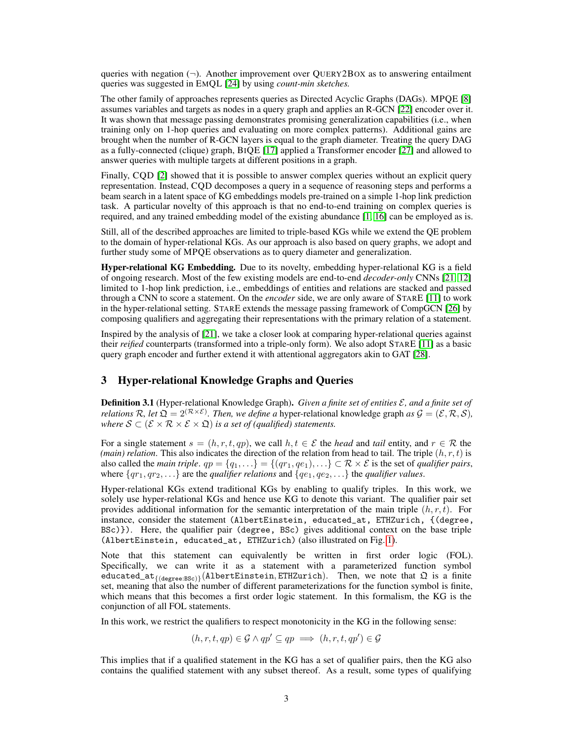queries with negation ($\neg$). Another improvement over QUERY2BOX as to answering entailment queries was suggested in EMQL [24] by using *count-min sketches.*

The other family of approaches represents queries as Directed Acyclic Graphs (DAGs). MPQE [8] assumes variables and targets as nodes in a query graph and applies an R-GCN [22] encoder over it. It was shown that message passing demonstrates promising generalization capabilities (i.e., when training only on 1-hop queries and evaluating on more complex patterns). Additional gains are brought when the number of R-GCN layers is equal to the graph diameter. Treating the query DAG as a fully-connected (clique) graph, BIQE [17] applied a Transformer encoder [27] and allowed to answer queries with multiple targets at different positions in a graph.

Finally, CQD [2] showed that it is possible to answer complex queries without an explicit query representation. Instead, CQD decomposes a query in a sequence of reasoning steps and performs a beam search in a latent space of KG embeddings models pre-trained on a simple 1-hop link prediction task. A particular novelty of this approach is that no end-to-end training on complex queries is required, and any trained embedding model of the existing abundance [1, 16] can be employed as is.

Still, all of the described approaches are limited to triple-based KGs while we extend the QE problem to the domain of hyper-relational KGs. As our approach is also based on query graphs, we adopt and further study some of MPQE observations as to query diameter and generalization.

**Hyper-relational KG Embedding.** Due to its novelty, embedding hyper-relational KG is a field of ongoing research. Most of the few existing models are end-to-end *decoder-only* CNNs [21, 12] limited to 1-hop link prediction, i.e., embeddings of entities and relations are stacked and passed through a CNN to score a statement. On the *encoder* side, we are only aware of STARE [11] to work in the hyper-relational setting. STARE extends the message passing framework of CompGCN [26] by composing qualifiers and aggregating their representations with the primary relation of a statement.

Inspired by the analysis of [21], we take a closer look at comparing hyper-relational queries against their *reified* counterparts (transformed into a triple-only form). We also adopt STARE [11] as a basic query graph encoder and further extend it with attentional aggregators akin to GAT [28].

## 3 Hyper-relational Knowledge Graphs and Queries

**Definition 3.1** (Hyper-relational Knowledge Graph)**.** *Given a finite set of entities $\mathcal{E}$, and a finite set of relations $\mathcal{R}$, let $\mathfrak{Q} = 2^{(\mathcal{R}\times\mathcal{E})}$. Then, we define a* hyper-relational knowledge graph *as $\mathcal{G} = (\mathcal{E}, \mathcal{R}, \mathcal{S})$, where $\mathcal{S} \subset (\mathcal{E} \times \mathcal{R} \times \mathcal{E} \times \mathfrak{Q})$ is a set of (qualified) statements.*

For a single statement $s = (h, r, t, qp)$, we call $h, t \in \mathcal{E}$ the *head* and *tail* entity, and $r \in \mathcal{R}$ the *(main) relation*. This also indicates the direction of the relation from head to tail. The triple $(h, r, t)$ is also called the *main triple*. $qp = \{q_1, \ldots\} = \{(qr_1, qe_1), \ldots\} \subset \mathcal{R} \times \mathcal{E}$ is the set of *qualifier pairs*, where $\{qr_1, qr_2, \ldots\}$ are the *qualifier relations* and $\{qe_1, qe_2, \ldots\}$ the *qualifier values*.

Hyper-relational KGs extend traditional KGs by enabling to qualify triples. In this work, we solely use hyper-relational KGs and hence use KG to denote this variant. The qualifier pair set provides additional information for the semantic interpretation of the main triple $(h, r, t)$. For instance, consider the statement (AlbertEinstein, educated_at, ETHZurich, {(degree, BSc)}). Here, the qualifier pair (degree, BSc) gives additional context on the base triple (AlbertEinstein, educated_at, ETHZurich) (also illustrated on Fig. 1).

Note that this statement can equivalently be written in first order logic (FOL). Specifically, we can write it as a statement with a parameterized function symbol $\texttt{educated\_at}_{\{(\texttt{degree:BSc})\}}(\texttt{AlbertEinstein}, \texttt{ETHZurich})$. Then, we note that $\mathfrak{Q}$ is a finite set, meaning that also the number of different parameterizations for the function symbol is finite, which means that this becomes a first order logic statement. In this formalism, the KG is the conjunction of all FOL statements.

In this work, we restrict the qualifiers to respect monotonicity in the KG in the following sense:

$$(h, r, t, qp) \in \mathcal{G} \land qp' \subseteq qp \implies (h, r, t, qp') \in \mathcal{G}$$

This implies that if a qualified statement in the KG has a set of qualifier pairs, then the KG also contains the qualified statement with any subset thereof. As a result, some types of qualifying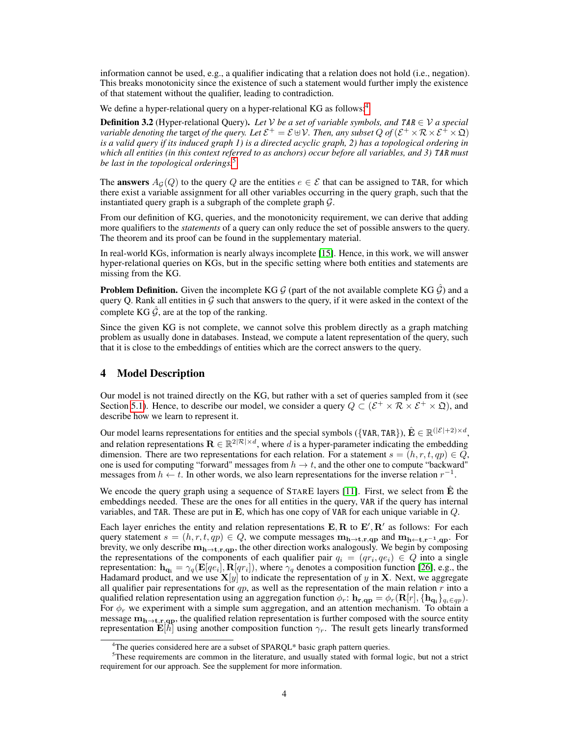information cannot be used, e.g., a qualifier indicating that a relation does not hold (i.e., negation). This breaks monotonicity since the existence of such a statement would further imply the existence of that statement without the qualifier, leading to contradiction.

We define a hyper-relational query on a hyper-relational KG as follows:[4]

**Definition 3.2** (Hyper-relational Query). *Let $\mathcal{V}$ be a set of variable symbols, and $\texttt{TAR} \in \mathcal{V}$ a special variable denoting the* target *of the query. Let $\mathcal{E}^+ = \mathcal{E} \uplus \mathcal{V}$. Then, any subset $Q$ of $(\mathcal{E}^+ \times \mathcal{R} \times \mathcal{E}^+ \times \mathfrak{Q})$ is a valid query if its induced graph 1) is a directed acyclic graph, 2) has a topological ordering in which all entities (in this context referred to as anchors) occur before all variables, and 3) $\texttt{TAR}$ must be last in the topological orderings.*[5]

The **answers** $A_\mathcal{G}(Q)$ to the query $Q$ are the entities $e \in \mathcal{E}$ that can be assigned to TAR, for which there exist a variable assignment for all other variables occurring in the query graph, such that the instantiated query graph is a subgraph of the complete graph $\mathcal{G}$.

From our definition of KG, queries, and the monotonicity requirement, we can derive that adding more qualifiers to the *statements* of a query can only reduce the set of possible answers to the query. The theorem and its proof can be found in the supplementary material.

In real-world KGs, information is nearly always incomplete [15]. Hence, in this work, we will answer hyper-relational queries on KGs, but in the specific setting where both entities and statements are missing from the KG.

**Problem Definition.** Given the incomplete KG $\mathcal{G}$ (part of the not available complete KG $\hat{\mathcal{G}}$) and a query Q. Rank all entities in $\mathcal{G}$ such that answers to the query, if it were asked in the context of the complete KG $\hat{\mathcal{G}}$, are at the top of the ranking.

Since the given KG is not complete, we cannot solve this problem directly as a graph matching problem as usually done in databases. Instead, we compute a latent representation of the query, such that it is close to the embeddings of entities which are the correct answers to the query.

## 4 Model Description

Our model is not trained directly on the KG, but rather with a set of queries sampled from it (see Section 5.1). Hence, to describe our model, we consider a query $Q \subset (\mathcal{E}^+ \times \mathcal{R} \times \mathcal{E}^+ \times \mathfrak{Q})$, and describe how we learn to represent it.

Our model learns representations for entities and the special symbols ($\{\texttt{VAR}, \texttt{TAR}\}$), $\hat{\mathbf{E}} \in \mathbb{R}^{(|\mathcal{E}|+2)\times d}$, and relation representations $\mathbf{R} \in \mathbb{R}^{2|\mathcal{R}|\times d}$, where $d$ is a hyper-parameter indicating the embedding dimension. There are two representations for each relation. For a statement $s = (h, r, t, qp) \in Q$, one is used for computing "forward" messages from $h \rightarrow t$, and the other one to compute "backward" messages from $h \leftarrow t$. In other words, we also learn representations for the inverse relation $r^{-1}$.

We encode the query graph using a sequence of StarE layers [11]. First, we select from $\hat{\mathbf{E}}$ the embeddings needed. These are the ones for all entities in the query, VAR if the query has internal variables, and TAR. These are put in $\mathbf{E}$, which has one copy of VAR for each unique variable in $Q$.

Each layer enriches the entity and relation representations $\mathbf{E}, \mathbf{R}$ to $\mathbf{E}', \mathbf{R}'$ as follows: For each query statement $s = (h, r, t, qp) \in Q$, we compute messages $\mathbf{m_{h\rightarrow t, r, qp}}$ and $\mathbf{m_{h\leftarrow t, r^{-1}, qp}}$. For brevity, we only describe $\mathbf{m_{h\rightarrow t, r, qp}}$, the other direction works analogously. We begin by composing the representations of the components of each qualifier pair $q_i = (qr_i, qe_i) \in Q$ into a single representation: $\mathbf{h_{q_i}} = \gamma_q(\mathbf{E}[qe_i], \mathbf{R}[qr_i])$, where $\gamma_q$ denotes a composition function [26], e.g., the Hadamard product, and we use $\mathbf{X}[y]$ to indicate the representation of $y$ in $\mathbf{X}$. Next, we aggregate all qualifier pair representations for $qp$, as well as the representation of the main relation $r$ into a qualified relation representation using an aggregation function $\phi_r$: $\mathbf{h_{r,qp}} = \phi_r(\mathbf{R}[r], \{\mathbf{h_{q_i}}\}_{q_i \in qp})$. For $\phi_r$ we experiment with a simple sum aggregation, and an attention mechanism. To obtain a message $\mathbf{m_{h\rightarrow t, r, qp}}$, the qualified relation representation is further composed with the source entity representation $\mathbf{E}[h]$ using another composition function $\gamma_r$. The result gets linearly transformed

[4] The queries considered here are a subset of SPARQL* basic graph pattern queries.

[5] These requirements are common in the literature, and usually stated with formal logic, but not a strict requirement for our approach. See the supplement for more information.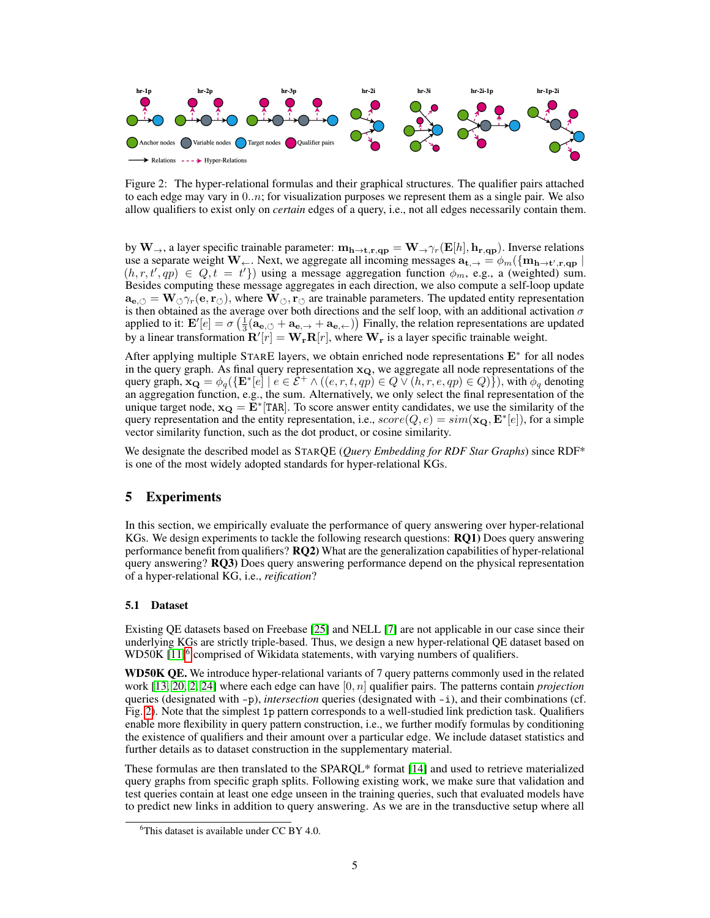Figure 2: The hyper-relational formulas and their graphical structures. The qualifier pairs attached to each edge may vary in $0..n$; for visualization purposes we represent them as a single pair. We also allow qualifiers to exist only on *certain* edges of a query, i.e., not all edges necessarily contain them.

by $\mathbf{W}_{\rightarrow}$, a layer specific trainable parameter: $\mathbf{m_{h \rightarrow t, r, qp}} = \mathbf{W}_{\rightarrow} \gamma_r(\mathbf{E}[h], \mathbf{h_{r,qp}})$. Inverse relations use a separate weight $\mathbf{W}_{\leftarrow}$. Next, we aggregate all incoming messages $\mathbf{a}_{t,\rightarrow} = \phi_m(\{\mathbf{m_{h \rightarrow t', r, qp}} \mid (h, r, t', qp) \in Q, t = t'\})$ using a message aggregation function $\phi_m$, e.g., a (weighted) sum. Besides computing these message aggregates in each direction, we also compute a self-loop update $\mathbf{a}_{\mathbf{e},\circlearrowleft} = \mathbf{W}_{\circlearrowleft} \gamma_r(\mathbf{e}, \mathbf{r}_{\circlearrowleft})$, where $\mathbf{W}_{\circlearrowleft}, \mathbf{r}_{\circlearrowleft}$ are trainable parameters. The updated entity representation is then obtained as the average over both directions and the self loop, with an additional activation $\sigma$ applied to it: $\mathbf{E}'[e] = \sigma\left(\frac{1}{3}(\mathbf{a}_{\mathbf{e},\circlearrowleft} + \mathbf{a}_{\mathbf{e},\rightarrow} + \mathbf{a}_{\mathbf{e},\leftarrow})\right)$ Finally, the relation representations are updated by a linear transformation $\mathbf{R}'[r] = \mathbf{W_r} \mathbf{R}[r]$, where $\mathbf{W_r}$ is a layer specific trainable weight.

After applying multiple StarE layers, we obtain enriched node representations $\mathbf{E}^*$ for all nodes in the query graph. As final query representation $\mathbf{x_Q}$, we aggregate all node representations of the query graph, $\mathbf{x_Q} = \phi_q(\{\mathbf{E}^*[e] \mid e \in \mathcal{E}^+ \wedge ((e, r, t, qp) \in Q \vee (h, r, e, qp) \in Q)\})$, with $\phi_q$ denoting an aggregation function, e.g., the sum. Alternatively, we only select the final representation of the unique target node, $\mathbf{x_Q} = \mathbf{E}^*[\mathtt{TAR}]$. To score answer entity candidates, we use the similarity of the query representation and the entity representation, i.e., $score(Q, e) = sim(\mathbf{x_Q}, \mathbf{E}^*[e])$, for a simple vector similarity function, such as the dot product, or cosine similarity.

We designate the described model as StarQE (*Query Embedding for RDF Star Graphs*) since RDF* is one of the most widely adopted standards for hyper-relational KGs.

## 5 Experiments

In this section, we empirically evaluate the performance of query answering over hyper-relational KGs. We design experiments to tackle the following research questions: **RQ1)** Does query answering performance benefit from qualifiers? **RQ2)** What are the generalization capabilities of hyper-relational query answering? **RQ3)** Does query answering performance depend on the physical representation of a hyper-relational KG, i.e., *reification*?

### 5.1 Dataset

Existing QE datasets based on Freebase [25] and NELL [7] are not applicable in our case since their underlying KGs are strictly triple-based. Thus, we design a new hyper-relational QE dataset based on WD50K [11][6] comprised of Wikidata statements, with varying numbers of qualifiers.

**WD50K QE.** We introduce hyper-relational variants of 7 query patterns commonly used in the related work [13, 20, 2, 24] where each edge can have $[0, n]$ qualifier pairs. The patterns contain *projection* queries (designated with `-p`), *intersection* queries (designated with `-i`), and their combinations (cf. Fig. 2). Note that the simplest `1p` pattern corresponds to a well-studied link prediction task. Qualifiers enable more flexibility in query pattern construction, i.e., we further modify formulas by conditioning the existence of qualifiers and their amount over a particular edge. We include dataset statistics and further details as to dataset construction in the supplementary material.

These formulas are then translated to the SPARQL* format [14] and used to retrieve materialized query graphs from specific graph splits. Following existing work, we make sure that validation and test queries contain at least one edge unseen in the training queries, such that evaluated models have to predict new links in addition to query answering. As we are in the transductive setup where all

[6] This dataset is available under CC BY 4.0.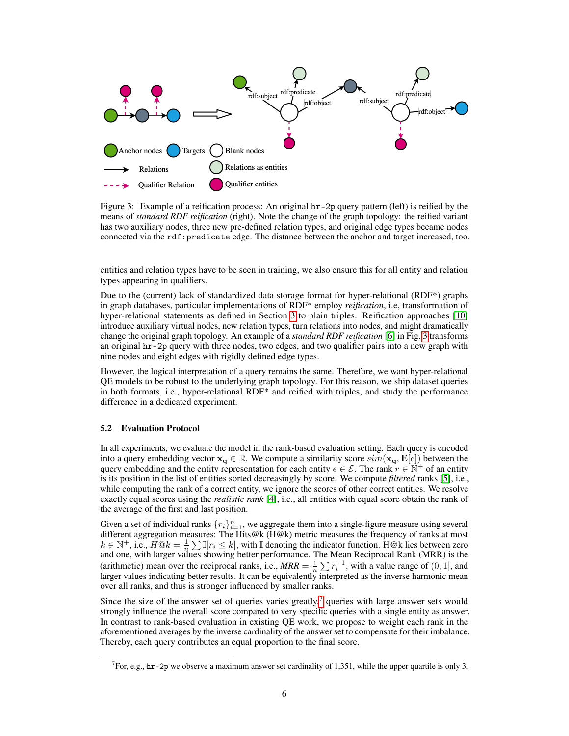Figure 3: Example of a reification process: An original hr-2p query pattern (left) is reified by the means of *standard RDF reification* (right). Note the change of the graph topology: the reified variant has two auxiliary nodes, three new pre-defined relation types, and original edge types became nodes connected via the rdf:predicate edge. The distance between the anchor and target increased, too.

entities and relation types have to be seen in training, we also ensure this for all entity and relation types appearing in qualifiers.

Due to the (current) lack of standardized data storage format for hyper-relational (RDF*) graphs in graph databases, particular implementations of RDF* employ *reification*, i.e, transformation of hyper-relational statements as defined in Section 3 to plain triples. Reification approaches [10] introduce auxiliary virtual nodes, new relation types, turn relations into nodes, and might dramatically change the original graph topology. An example of a *standard RDF reification* [6] in Fig. 3 transforms an original hr-2p query with three nodes, two edges, and two qualifier pairs into a new graph with nine nodes and eight edges with rigidly defined edge types.

However, the logical interpretation of a query remains the same. Therefore, we want hyper-relational QE models to be robust to the underlying graph topology. For this reason, we ship dataset queries in both formats, i.e., hyper-relational RDF* and reified with triples, and study the performance difference in a dedicated experiment.

### 5.2 Evaluation Protocol

In all experiments, we evaluate the model in the rank-based evaluation setting. Each query is encoded into a query embedding vector $\mathbf{x_q} \in \mathbb{R}$. We compute a similarity score $sim(\mathbf{x_q}, \mathbf{E}[e])$ between the query embedding and the entity representation for each entity $e \in \mathcal{E}$. The rank $r \in \mathbb{N}^+$ of an entity is its position in the list of entities sorted decreasingly by score. We compute *filtered* ranks [5], i.e., while computing the rank of a correct entity, we ignore the scores of other correct entities. We resolve exactly equal scores using the *realistic rank* [4], i.e., all entities with equal score obtain the rank of the average of the first and last position.

Given a set of individual ranks $\{r_i\}_{i=1}^n$, we aggregate them into a single-figure measure using several different aggregation measures: The Hits@k (H@k) metric measures the frequency of ranks at most $k \in \mathbb{N}^+$, i.e., $H@k = \frac{1}{n} \sum \mathbb{I}[r_i \leq k]$, with $\mathbb{I}$ denoting the indicator function. H@k lies between zero and one, with larger values showing better performance. The Mean Reciprocal Rank (MRR) is the (arithmetic) mean over the reciprocal ranks, i.e., $MRR = \frac{1}{n} \sum r_i^{-1}$, with a value range of $(0, 1]$, and larger values indicating better results. It can be equivalently interpreted as the inverse harmonic mean over all ranks, and thus is stronger influenced by smaller ranks.

Since the size of the answer set of queries varies greatly,[7] queries with large answer sets would strongly influence the overall score compared to very specific queries with a single entity as answer. In contrast to rank-based evaluation in existing QE work, we propose to weight each rank in the aforementioned averages by the inverse cardinality of the answer set to compensate for their imbalance. Thereby, each query contributes an equal proportion to the final score.

[7] For, e.g., hr-2p we observe a maximum answer set cardinality of 1,351, while the upper quartile is only 3.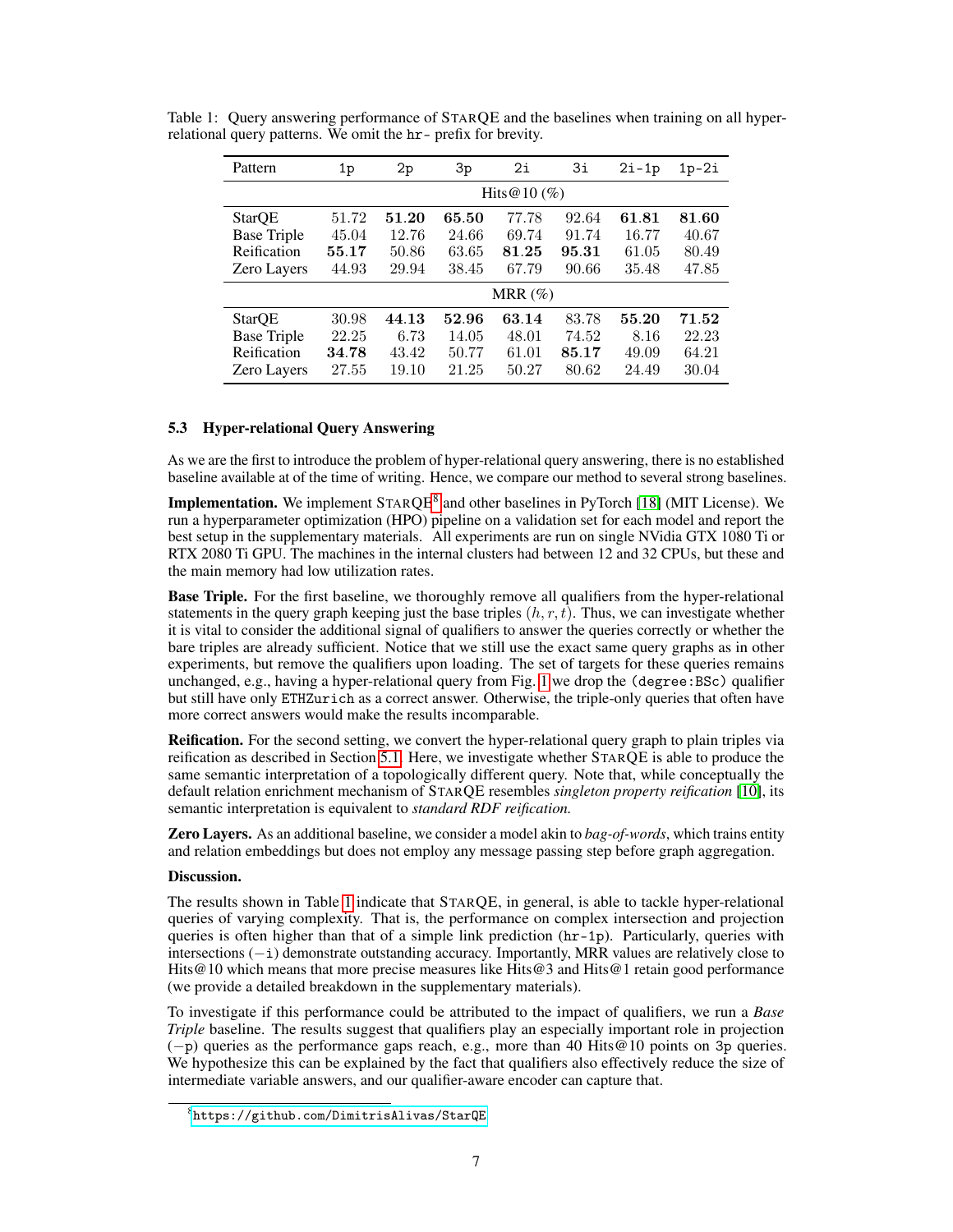Table 1: Query answering performance of StarQE and the baselines when training on all hyper-relational query patterns. We omit the `hr-` prefix for brevity.

| Pattern | 1p | 2p | 3p | 2i | 3i | 2i-1p | 1p-2i |
|---|---|---|---|---|---|---|---|
| | | | | Hits@10 (%) | | | |
| StarQE | 51.72 | **51.20** | **65.50** | 77.78 | 92.64 | **61.81** | **81.60** |
| Base Triple | 45.04 | 12.76 | 24.66 | 69.74 | 91.74 | 16.77 | 40.67 |
| Reification | **55.17** | 50.86 | 63.65 | **81.25** | **95.31** | 61.05 | 80.49 |
| Zero Layers | 44.93 | 29.94 | 38.45 | 67.79 | 90.66 | 35.48 | 47.85 |
| | | | | MRR (%) | | | |
| StarQE | 30.98 | **44.13** | **52.96** | **63.14** | 83.78 | **55.20** | **71.52** |
| Base Triple | 22.25 | 6.73 | 14.05 | 48.01 | 74.52 | 8.16 | 22.23 |
| Reification | **34.78** | 43.42 | 50.77 | 61.01 | **85.17** | 49.09 | 64.21 |
| Zero Layers | 27.55 | 19.10 | 21.25 | 50.27 | 80.62 | 24.49 | 30.04 |

### 5.3 Hyper-relational Query Answering

As we are the first to introduce the problem of hyper-relational query answering, there is no established baseline available at of the time of writing. Hence, we compare our method to several strong baselines.

**Implementation.** We implement StarQE[8] and other baselines in PyTorch [18] (MIT License). We run a hyperparameter optimization (HPO) pipeline on a validation set for each model and report the best setup in the supplementary materials. All experiments are run on single NVidia GTX 1080 Ti or RTX 2080 Ti GPU. The machines in the internal clusters had between 12 and 32 CPUs, but these and the main memory had low utilization rates.

**Base Triple.** For the first baseline, we thoroughly remove all qualifiers from the hyper-relational statements in the query graph keeping just the base triples $(h, r, t)$. Thus, we can investigate whether it is vital to consider the additional signal of qualifiers to answer the queries correctly or whether the bare triples are already sufficient. Notice that we still use the exact same query graphs as in other experiments, but remove the qualifiers upon loading. The set of targets for these queries remains unchanged, e.g., having a hyper-relational query from Fig. 1 we drop the `(degree:BSc)` qualifier but still have only `ETHZurich` as a correct answer. Otherwise, the triple-only queries that often have more correct answers would make the results incomparable.

**Reification.** For the second setting, we convert the hyper-relational query graph to plain triples via reification as described in Section 5.1. Here, we investigate whether StarQE is able to produce the same semantic interpretation of a topologically different query. Note that, while conceptually the default relation enrichment mechanism of StarQE resembles *singleton property reification* [10], its semantic interpretation is equivalent to *standard RDF reification.*

**Zero Layers.** As an additional baseline, we consider a model akin to *bag-of-words*, which trains entity and relation embeddings but does not employ any message passing step before graph aggregation.

**Discussion.**

The results shown in Table 1 indicate that StarQE, in general, is able to tackle hyper-relational queries of varying complexity. That is, the performance on complex intersection and projection queries is often higher than that of a simple link prediction (`hr-1p`). Particularly, queries with intersections (`-i`) demonstrate outstanding accuracy. Importantly, MRR values are relatively close to Hits@10 which means that more precise measures like Hits@3 and Hits@1 retain good performance (we provide a detailed breakdown in the supplementary materials).

To investigate if this performance could be attributed to the impact of qualifiers, we run a *Base Triple* baseline. The results suggest that qualifiers play an especially important role in projection (`-p`) queries as the performance gaps reach, e.g., more than 40 Hits@10 points on `3p` queries. We hypothesize this can be explained by the fact that qualifiers also effectively reduce the size of intermediate variable answers, and our qualifier-aware encoder can capture that.

[8] https://github.com/DimitrisAlivas/StarQE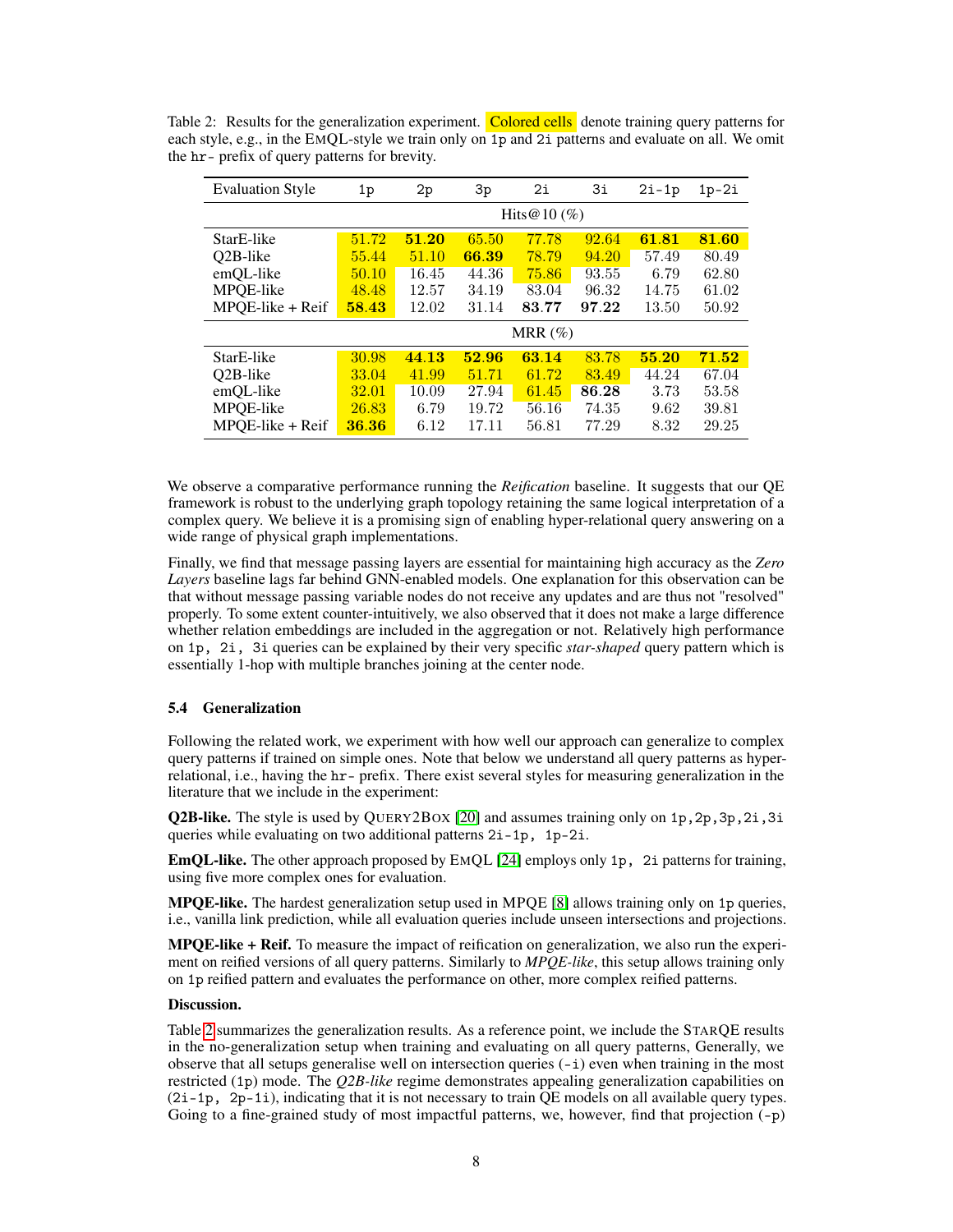Table 2: Results for the generalization experiment. Colored cells denote training query patterns for each style, e.g., in the EmQL-style we train only on `1p` and `2i` patterns and evaluate on all. We omit the `hr-` prefix of query patterns for brevity.

| Evaluation Style | 1p | 2p | 3p | 2i | 3i | 2i-1p | 1p-2i |
|---|---|---|---|---|---|---|---|
| | Hits@10 (%) | | | | | | |
| StarE-like | 51.72 | **51.20** | 65.50 | 77.78 | 92.64 | **61.81** | **81.60** |
| Q2B-like | 55.44 | 51.10 | **66.39** | 78.79 | 94.20 | 57.49 | 80.49 |
| emQL-like | 50.10 | 16.45 | 44.36 | 75.86 | 93.55 | 6.79 | 62.80 |
| MPQE-like | 48.48 | 12.57 | 34.19 | 83.04 | 96.32 | 14.75 | 61.02 |
| MPQE-like + Reif | **58.43** | 12.02 | 31.14 | **83.77** | **97.22** | 13.50 | 50.92 |
| | MRR (%) | | | | | | |
| StarE-like | 30.98 | **44.13** | **52.96** | **63.14** | 83.78 | **55.20** | **71.52** |
| Q2B-like | 33.04 | 41.99 | 51.71 | 61.72 | 83.49 | 44.24 | 67.04 |
| emQL-like | 32.01 | 10.09 | 27.94 | 61.45 | **86.28** | 3.73 | 53.58 |
| MPQE-like | 26.83 | 6.79 | 19.72 | 56.16 | 74.35 | 9.62 | 39.81 |
| MPQE-like + Reif | **36.36** | 6.12 | 17.11 | 56.81 | 77.29 | 8.32 | 29.25 |

We observe a comparative performance running the *Reification* baseline. It suggests that our QE framework is robust to the underlying graph topology retaining the same logical interpretation of a complex query. We believe it is a promising sign of enabling hyper-relational query answering on a wide range of physical graph implementations.

Finally, we find that message passing layers are essential for maintaining high accuracy as the *Zero Layers* baseline lags far behind GNN-enabled models. One explanation for this observation can be that without message passing variable nodes do not receive any updates and are thus not "resolved" properly. To some extent counter-intuitively, we also observed that it does not make a large difference whether relation embeddings are included in the aggregation or not. Relatively high performance on `1p, 2i, 3i` queries can be explained by their very specific *star-shaped* query pattern which is essentially 1-hop with multiple branches joining at the center node.

### 5.4 Generalization

Following the related work, we experiment with how well our approach can generalize to complex query patterns if trained on simple ones. Note that below we understand all query patterns as hyper-relational, i.e., having the `hr-` prefix. There exist several styles for measuring generalization in the literature that we include in the experiment:

**Q2B-like.** The style is used by Query2Box [20] and assumes training only on `1p,2p,3p,2i,3i` queries while evaluating on two additional patterns `2i-1p, 1p-2i`.

**EmQL-like.** The other approach proposed by EmQL [24] employs only `1p, 2i` patterns for training, using five more complex ones for evaluation.

**MPQE-like.** The hardest generalization setup used in MPQE [8] allows training only on `1p` queries, i.e., vanilla link prediction, while all evaluation queries include unseen intersections and projections.

**MPQE-like + Reif.** To measure the impact of reification on generalization, we also run the experiment on reified versions of all query patterns. Similarly to *MPQE-like*, this setup allows training only on `1p` reified pattern and evaluates the performance on other, more complex reified patterns.

**Discussion.**

Table 2 summarizes the generalization results. As a reference point, we include the StarQE results in the no-generalization setup when training and evaluating on all query patterns, Generally, we observe that all setups generalise well on intersection queries (`-i`) even when training in the most restricted (`1p`) mode. The *Q2B-like* regime demonstrates appealing generalization capabilities on (`2i-1p, 2p-1i`), indicating that it is not necessary to train QE models on all available query types. Going to a fine-grained study of most impactful patterns, we, however, find that projection (`-p`)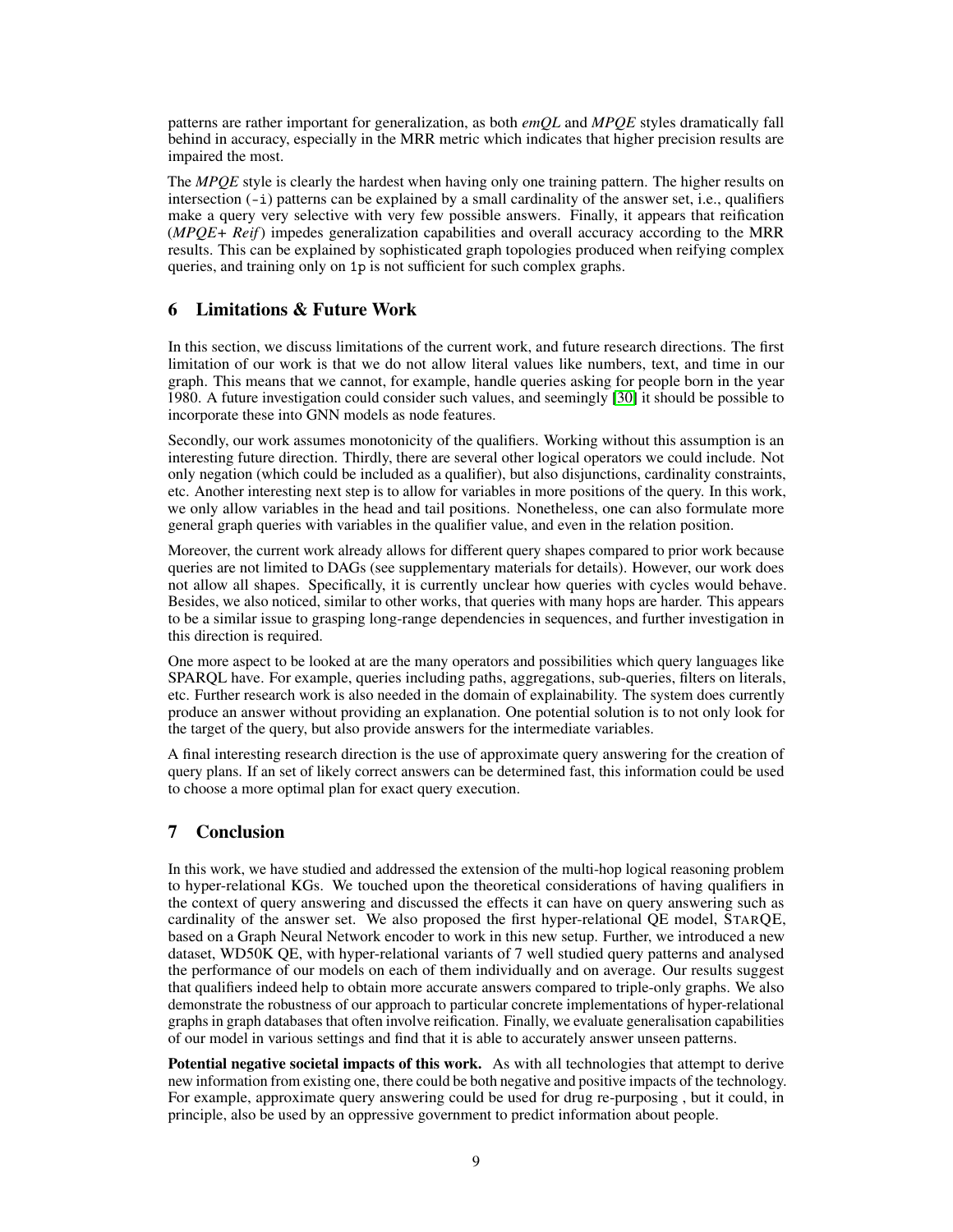patterns are rather important for generalization, as both *emQL* and *MPQE* styles dramatically fall behind in accuracy, especially in the MRR metric which indicates that higher precision results are impaired the most.

The *MPQE* style is clearly the hardest when having only one training pattern. The higher results on intersection (`-i`) patterns can be explained by a small cardinality of the answer set, i.e., qualifiers make a query very selective with very few possible answers. Finally, it appears that reification (*MPQE+ Reif*) impedes generalization capabilities and overall accuracy according to the MRR results. This can be explained by sophisticated graph topologies produced when reifying complex queries, and training only on `1p` is not sufficient for such complex graphs.

## 6 Limitations & Future Work

In this section, we discuss limitations of the current work, and future research directions. The first limitation of our work is that we do not allow literal values like numbers, text, and time in our graph. This means that we cannot, for example, handle queries asking for people born in the year 1980. A future investigation could consider such values, and seemingly [30] it should be possible to incorporate these into GNN models as node features.

Secondly, our work assumes monotonicity of the qualifiers. Working without this assumption is an interesting future direction. Thirdly, there are several other logical operators we could include. Not only negation (which could be included as a qualifier), but also disjunctions, cardinality constraints, etc. Another interesting next step is to allow for variables in more positions of the query. In this work, we only allow variables in the head and tail positions. Nonetheless, one can also formulate more general graph queries with variables in the qualifier value, and even in the relation position.

Moreover, the current work already allows for different query shapes compared to prior work because queries are not limited to DAGs (see supplementary materials for details). However, our work does not allow all shapes. Specifically, it is currently unclear how queries with cycles would behave. Besides, we also noticed, similar to other works, that queries with many hops are harder. This appears to be a similar issue to grasping long-range dependencies in sequences, and further investigation in this direction is required.

One more aspect to be looked at are the many operators and possibilities which query languages like SPARQL have. For example, queries including paths, aggregations, sub-queries, filters on literals, etc. Further research work is also needed in the domain of explainability. The system does currently produce an answer without providing an explanation. One potential solution is to not only look for the target of the query, but also provide answers for the intermediate variables.

A final interesting research direction is the use of approximate query answering for the creation of query plans. If an set of likely correct answers can be determined fast, this information could be used to choose a more optimal plan for exact query execution.

## 7 Conclusion

In this work, we have studied and addressed the extension of the multi-hop logical reasoning problem to hyper-relational KGs. We touched upon the theoretical considerations of having qualifiers in the context of query answering and discussed the effects it can have on query answering such as cardinality of the answer set. We also proposed the first hyper-relational QE model, STARQE, based on a Graph Neural Network encoder to work in this new setup. Further, we introduced a new dataset, WD50K QE, with hyper-relational variants of 7 well studied query patterns and analysed the performance of our models on each of them individually and on average. Our results suggest that qualifiers indeed help to obtain more accurate answers compared to triple-only graphs. We also demonstrate the robustness of our approach to particular concrete implementations of hyper-relational graphs in graph databases that often involve reification. Finally, we evaluate generalisation capabilities of our model in various settings and find that it is able to accurately answer unseen patterns.

**Potential negative societal impacts of this work.** As with all technologies that attempt to derive new information from existing one, there could be both negative and positive impacts of the technology. For example, approximate query answering could be used for drug re-purposing , but it could, in principle, also be used by an oppressive government to predict information about people.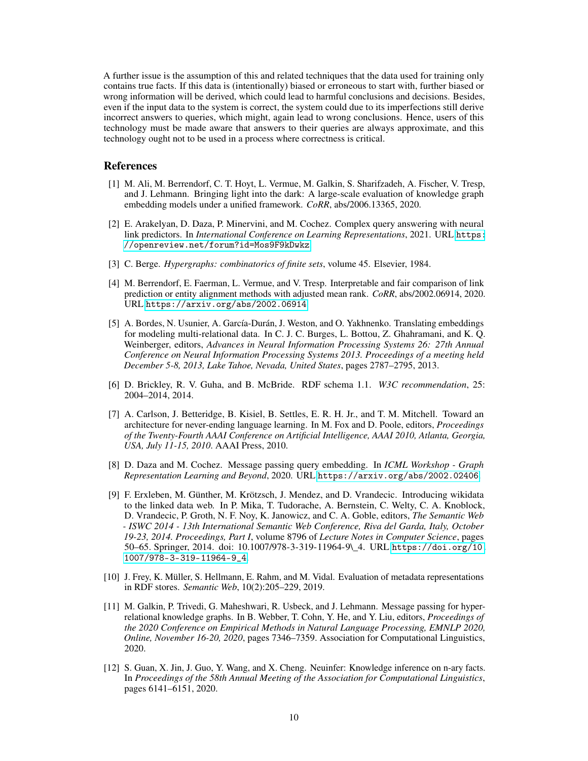A further issue is the assumption of this and related techniques that the data used for training only contains true facts. If this data is (intentionally) biased or erroneous to start with, further biased or wrong information will be derived, which could lead to harmful conclusions and decisions. Besides, even if the input data to the system is correct, the system could due to its imperfections still derive incorrect answers to queries, which might, again lead to wrong conclusions. Hence, users of this technology must be made aware that answers to their queries are always approximate, and this technology ought not to be used in a process where correctness is critical.

## References

[1] M. Ali, M. Berrendorf, C. T. Hoyt, L. Vermue, M. Galkin, S. Sharifzadeh, A. Fischer, V. Tresp, and J. Lehmann. Bringing light into the dark: A large-scale evaluation of knowledge graph embedding models under a unified framework. *CoRR*, abs/2006.13365, 2020.

[2] E. Arakelyan, D. Daza, P. Minervini, and M. Cochez. Complex query answering with neural link predictors. In *International Conference on Learning Representations*, 2021. URL `https://openreview.net/forum?id=Mos9F9kDwkz`.

[3] C. Berge. *Hypergraphs: combinatorics of finite sets*, volume 45. Elsevier, 1984.

[4] M. Berrendorf, E. Faerman, L. Vermue, and V. Tresp. Interpretable and fair comparison of link prediction or entity alignment methods with adjusted mean rank. *CoRR*, abs/2002.06914, 2020. URL `https://arxiv.org/abs/2002.06914`.

[5] A. Bordes, N. Usunier, A. García-Durán, J. Weston, and O. Yakhnenko. Translating embeddings for modeling multi-relational data. In C. J. C. Burges, L. Bottou, Z. Ghahramani, and K. Q. Weinberger, editors, *Advances in Neural Information Processing Systems 26: 27th Annual Conference on Neural Information Processing Systems 2013. Proceedings of a meeting held December 5-8, 2013, Lake Tahoe, Nevada, United States*, pages 2787–2795, 2013.

[6] D. Brickley, R. V. Guha, and B. McBride. RDF schema 1.1. *W3C recommendation*, 25: 2004–2014, 2014.

[7] A. Carlson, J. Betteridge, B. Kisiel, B. Settles, E. R. H. Jr., and T. M. Mitchell. Toward an architecture for never-ending language learning. In M. Fox and D. Poole, editors, *Proceedings of the Twenty-Fourth AAAI Conference on Artificial Intelligence, AAAI 2010, Atlanta, Georgia, USA, July 11-15, 2010*. AAAI Press, 2010.

[8] D. Daza and M. Cochez. Message passing query embedding. In *ICML Workshop - Graph Representation Learning and Beyond*, 2020. URL `https://arxiv.org/abs/2002.02406`.

[9] F. Erxleben, M. Günther, M. Krötzsch, J. Mendez, and D. Vrandecic. Introducing wikidata to the linked data web. In P. Mika, T. Tudorache, A. Bernstein, C. Welty, C. A. Knoblock, D. Vrandecic, P. Groth, N. F. Noy, K. Janowicz, and C. A. Goble, editors, *The Semantic Web - ISWC 2014 - 13th International Semantic Web Conference, Riva del Garda, Italy, October 19-23, 2014. Proceedings, Part I*, volume 8796 of *Lecture Notes in Computer Science*, pages 50–65. Springer, 2014. doi: 10.1007/978-3-319-11964-9\_4. URL `https://doi.org/10.1007/978-3-319-11964-9_4`.

[10] J. Frey, K. Müller, S. Hellmann, E. Rahm, and M. Vidal. Evaluation of metadata representations in RDF stores. *Semantic Web*, 10(2):205–229, 2019.

[11] M. Galkin, P. Trivedi, G. Maheshwari, R. Usbeck, and J. Lehmann. Message passing for hyper-relational knowledge graphs. In B. Webber, T. Cohn, Y. He, and Y. Liu, editors, *Proceedings of the 2020 Conference on Empirical Methods in Natural Language Processing, EMNLP 2020, Online, November 16-20, 2020*, pages 7346–7359. Association for Computational Linguistics, 2020.

[12] S. Guan, X. Jin, J. Guo, Y. Wang, and X. Cheng. Neuinfer: Knowledge inference on n-ary facts. In *Proceedings of the 58th Annual Meeting of the Association for Computational Linguistics*, pages 6141–6151, 2020.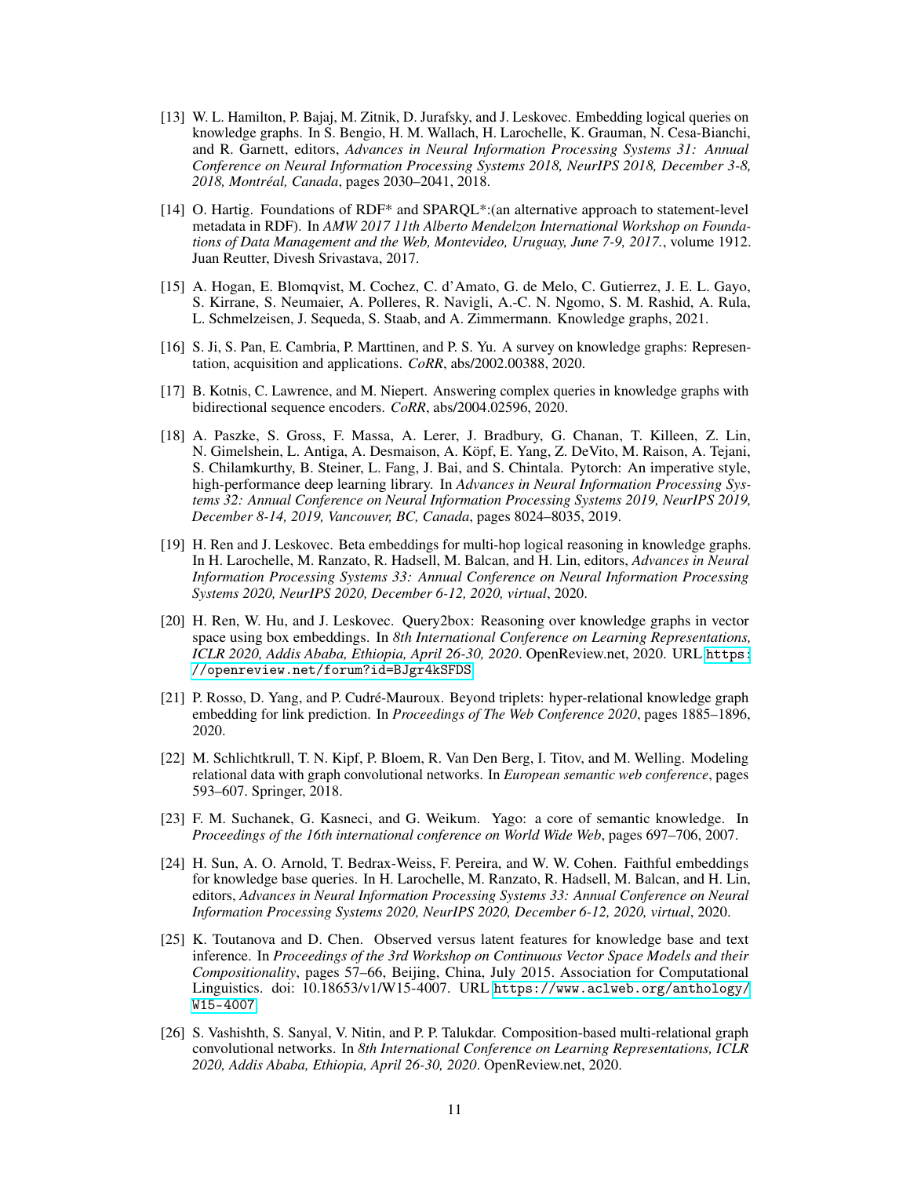[13] W. L. Hamilton, P. Bajaj, M. Zitnik, D. Jurafsky, and J. Leskovec. Embedding logical queries on knowledge graphs. In S. Bengio, H. M. Wallach, H. Larochelle, K. Grauman, N. Cesa-Bianchi, and R. Garnett, editors, *Advances in Neural Information Processing Systems 31: Annual Conference on Neural Information Processing Systems 2018, NeurIPS 2018, December 3-8, 2018, Montréal, Canada*, pages 2030–2041, 2018.

[14] O. Hartig. Foundations of RDF* and SPARQL*:(an alternative approach to statement-level metadata in RDF). In *AMW 2017 11th Alberto Mendelzon International Workshop on Foundations of Data Management and the Web, Montevideo, Uruguay, June 7-9, 2017.*, volume 1912. Juan Reutter, Divesh Srivastava, 2017.

[15] A. Hogan, E. Blomqvist, M. Cochez, C. d'Amato, G. de Melo, C. Gutierrez, J. E. L. Gayo, S. Kirrane, S. Neumaier, A. Polleres, R. Navigli, A.-C. N. Ngomo, S. M. Rashid, A. Rula, L. Schmelzeisen, J. Sequeda, S. Staab, and A. Zimmermann. Knowledge graphs, 2021.

[16] S. Ji, S. Pan, E. Cambria, P. Marttinen, and P. S. Yu. A survey on knowledge graphs: Representation, acquisition and applications. *CoRR*, abs/2002.00388, 2020.

[17] B. Kotnis, C. Lawrence, and M. Niepert. Answering complex queries in knowledge graphs with bidirectional sequence encoders. *CoRR*, abs/2004.02596, 2020.

[18] A. Paszke, S. Gross, F. Massa, A. Lerer, J. Bradbury, G. Chanan, T. Killeen, Z. Lin, N. Gimelshein, L. Antiga, A. Desmaison, A. Köpf, E. Yang, Z. DeVito, M. Raison, A. Tejani, S. Chilamkurthy, B. Steiner, L. Fang, J. Bai, and S. Chintala. Pytorch: An imperative style, high-performance deep learning library. In *Advances in Neural Information Processing Systems 32: Annual Conference on Neural Information Processing Systems 2019, NeurIPS 2019, December 8-14, 2019, Vancouver, BC, Canada*, pages 8024–8035, 2019.

[19] H. Ren and J. Leskovec. Beta embeddings for multi-hop logical reasoning in knowledge graphs. In H. Larochelle, M. Ranzato, R. Hadsell, M. Balcan, and H. Lin, editors, *Advances in Neural Information Processing Systems 33: Annual Conference on Neural Information Processing Systems 2020, NeurIPS 2020, December 6-12, 2020, virtual*, 2020.

[20] H. Ren, W. Hu, and J. Leskovec. Query2box: Reasoning over knowledge graphs in vector space using box embeddings. In *8th International Conference on Learning Representations, ICLR 2020, Addis Ababa, Ethiopia, April 26-30, 2020*. OpenReview.net, 2020. URL https://openreview.net/forum?id=BJgr4kSFDS.

[21] P. Rosso, D. Yang, and P. Cudré-Mauroux. Beyond triplets: hyper-relational knowledge graph embedding for link prediction. In *Proceedings of The Web Conference 2020*, pages 1885–1896, 2020.

[22] M. Schlichtkrull, T. N. Kipf, P. Bloem, R. Van Den Berg, I. Titov, and M. Welling. Modeling relational data with graph convolutional networks. In *European semantic web conference*, pages 593–607. Springer, 2018.

[23] F. M. Suchanek, G. Kasneci, and G. Weikum. Yago: a core of semantic knowledge. In *Proceedings of the 16th international conference on World Wide Web*, pages 697–706, 2007.

[24] H. Sun, A. O. Arnold, T. Bedrax-Weiss, F. Pereira, and W. W. Cohen. Faithful embeddings for knowledge base queries. In H. Larochelle, M. Ranzato, R. Hadsell, M. Balcan, and H. Lin, editors, *Advances in Neural Information Processing Systems 33: Annual Conference on Neural Information Processing Systems 2020, NeurIPS 2020, December 6-12, 2020, virtual*, 2020.

[25] K. Toutanova and D. Chen. Observed versus latent features for knowledge base and text inference. In *Proceedings of the 3rd Workshop on Continuous Vector Space Models and their Compositionality*, pages 57–66, Beijing, China, July 2015. Association for Computational Linguistics. doi: 10.18653/v1/W15-4007. URL https://www.aclweb.org/anthology/W15-4007.

[26] S. Vashishth, S. Sanyal, V. Nitin, and P. P. Talukdar. Composition-based multi-relational graph convolutional networks. In *8th International Conference on Learning Representations, ICLR 2020, Addis Ababa, Ethiopia, April 26-30, 2020*. OpenReview.net, 2020.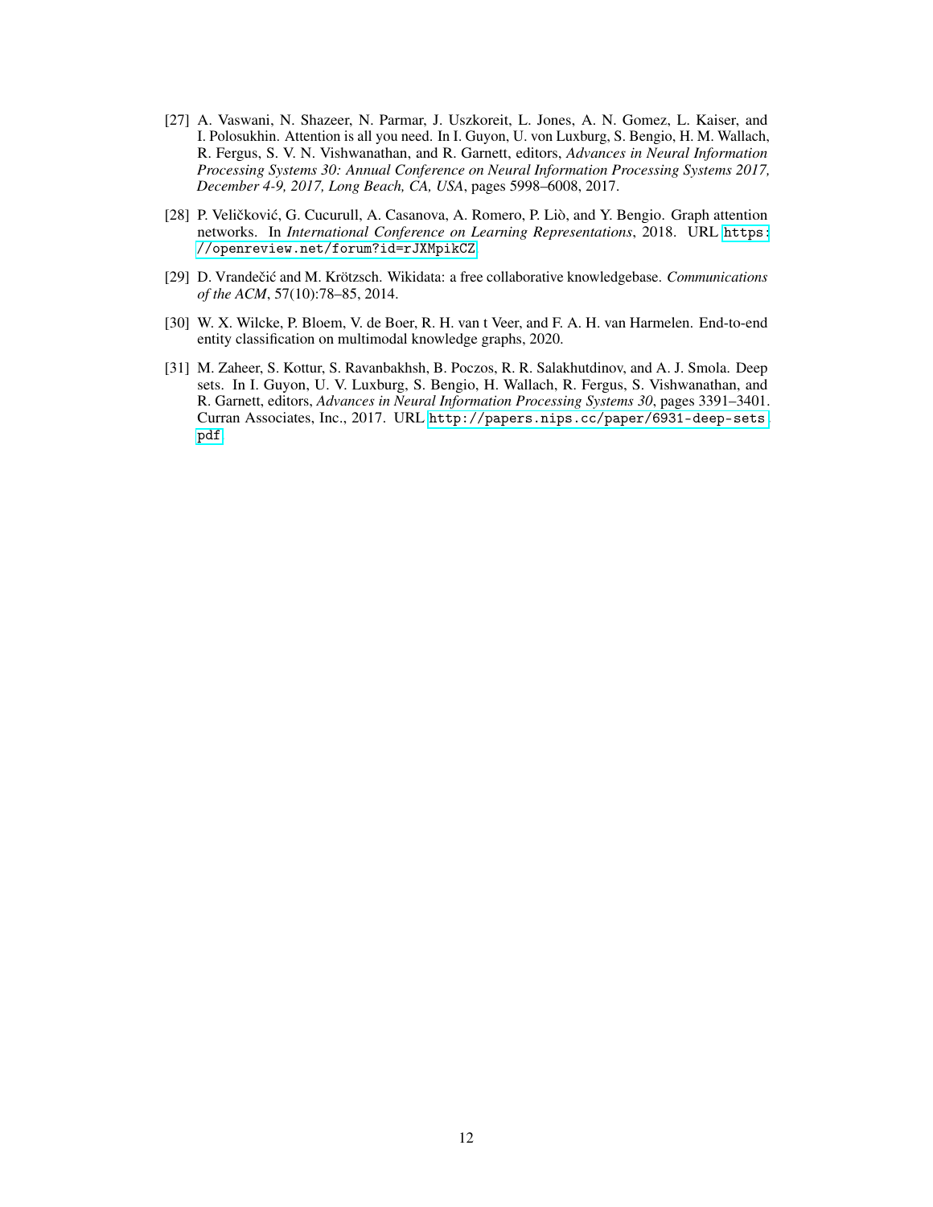[27] A. Vaswani, N. Shazeer, N. Parmar, J. Uszkoreit, L. Jones, A. N. Gomez, L. Kaiser, and I. Polosukhin. Attention is all you need. In I. Guyon, U. von Luxburg, S. Bengio, H. M. Wallach, R. Fergus, S. V. N. Vishwanathan, and R. Garnett, editors, *Advances in Neural Information Processing Systems 30: Annual Conference on Neural Information Processing Systems 2017, December 4-9, 2017, Long Beach, CA, USA*, pages 5998–6008, 2017.

[28] P. Veličković, G. Cucurull, A. Casanova, A. Romero, P. Liò, and Y. Bengio. Graph attention networks. In *International Conference on Learning Representations*, 2018. URL `https://openreview.net/forum?id=rJXMpikCZ`.

[29] D. Vrandečić and M. Krötzsch. Wikidata: a free collaborative knowledgebase. *Communications of the ACM*, 57(10):78–85, 2014.

[30] W. X. Wilcke, P. Bloem, V. de Boer, R. H. van t Veer, and F. A. H. van Harmelen. End-to-end entity classification on multimodal knowledge graphs, 2020.

[31] M. Zaheer, S. Kottur, S. Ravanbakhsh, B. Poczos, R. R. Salakhutdinov, and A. J. Smola. Deep sets. In I. Guyon, U. V. Luxburg, S. Bengio, H. Wallach, R. Fergus, S. Vishwanathan, and R. Garnett, editors, *Advances in Neural Information Processing Systems 30*, pages 3391–3401. Curran Associates, Inc., 2017. URL `http://papers.nips.cc/paper/6931-deep-sets.pdf`.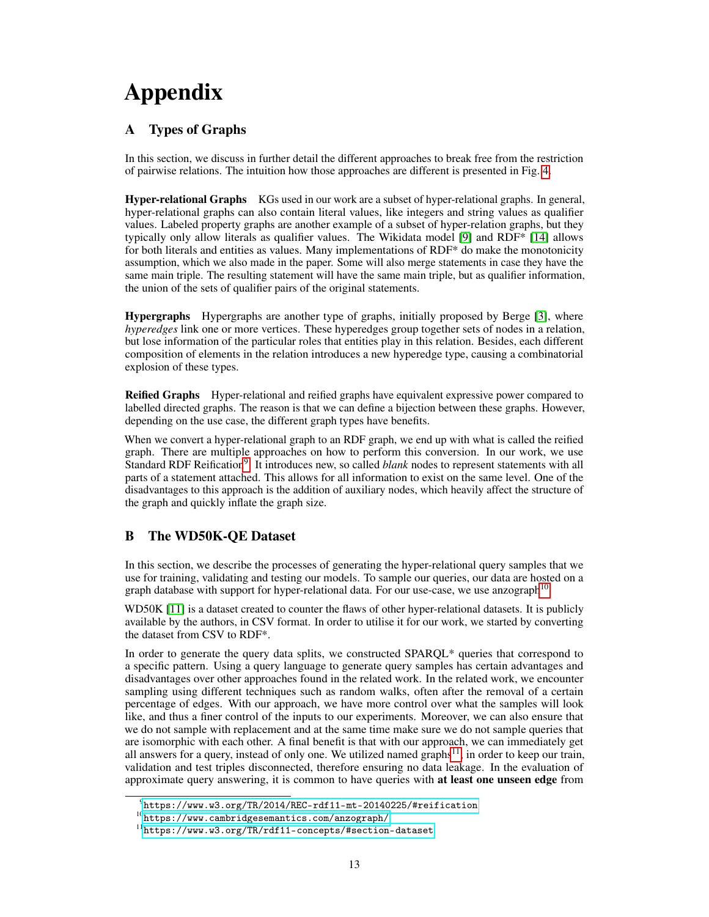# Appendix

## A Types of Graphs

In this section, we discuss in further detail the different approaches to break free from the restriction of pairwise relations. The intuition how those approaches are different is presented in Fig. 4.

**Hyper-relational Graphs** KGs used in our work are a subset of hyper-relational graphs. In general, hyper-relational graphs can also contain literal values, like integers and string values as qualifier values. Labeled property graphs are another example of a subset of hyper-relation graphs, but they typically only allow literals as qualifier values. The Wikidata model [9] and RDF* [14] allows for both literals and entities as values. Many implementations of RDF* do make the monotonicity assumption, which we also made in the paper. Some will also merge statements in case they have the same main triple. The resulting statement will have the same main triple, but as qualifier information, the union of the sets of qualifier pairs of the original statements.

**Hypergraphs** Hypergraphs are another type of graphs, initially proposed by Berge [3], where *hyperedges* link one or more vertices. These hyperedges group together sets of nodes in a relation, but lose information of the particular roles that entities play in this relation. Besides, each different composition of elements in the relation introduces a new hyperedge type, causing a combinatorial explosion of these types.

**Reified Graphs** Hyper-relational and reified graphs have equivalent expressive power compared to labelled directed graphs. The reason is that we can define a bijection between these graphs. However, depending on the use case, the different graph types have benefits.

When we convert a hyper-relational graph to an RDF graph, we end up with what is called the reified graph. There are multiple approaches on how to perform this conversion. In our work, we use Standard RDF Reification[9]. It introduces new, so called *blank* nodes to represent statements with all parts of a statement attached. This allows for all information to exist on the same level. One of the disadvantages to this approach is the addition of auxiliary nodes, which heavily affect the structure of the graph and quickly inflate the graph size.

## B The WD50K-QE Dataset

In this section, we describe the processes of generating the hyper-relational query samples that we use for training, validating and testing our models. To sample our queries, our data are hosted on a graph database with support for hyper-relational data. For our use-case, we use anzograph[10].

WD50K [11] is a dataset created to counter the flaws of other hyper-relational datasets. It is publicly available by the authors, in CSV format. In order to utilise it for our work, we started by converting the dataset from CSV to RDF*.

In order to generate the query data splits, we constructed SPARQL* queries that correspond to a specific pattern. Using a query language to generate query samples has certain advantages and disadvantages over other approaches found in the related work. In the related work, we encounter sampling using different techniques such as random walks, often after the removal of a certain percentage of edges. With our approach, we have more control over what the samples will look like, and thus a finer control of the inputs to our experiments. Moreover, we can also ensure that we do not sample with replacement and at the same time make sure we do not sample queries that are isomorphic with each other. A final benefit is that with our approach, we can immediately get all answers for a query, instead of only one. We utilized named graphs[11], in order to keep our train, validation and test triples disconnected, therefore ensuring no data leakage. In the evaluation of approximate query answering, it is common to have queries with **at least one unseen edge** from

[9] https://www.w3.org/TR/2014/REC-rdf11-mt-20140225/#reification

[10] https://www.cambridgesemantics.com/anzograph/

[11] https://www.w3.org/TR/rdf11-concepts/#section-dataset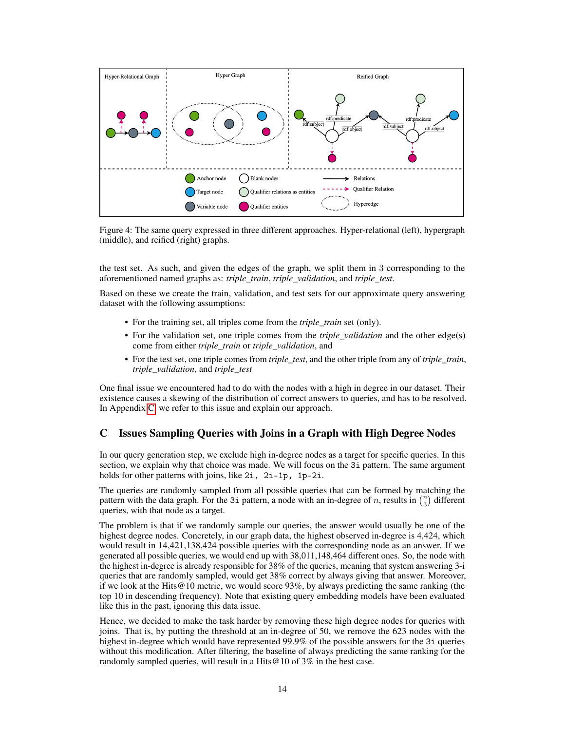Figure 4: The same query expressed in three different approaches. Hyper-relational (left), hypergraph (middle), and reified (right) graphs.

the test set. As such, and given the edges of the graph, we split them in 3 corresponding to the aforementioned named graphs as: *triple_train*, *triple_validation*, and *triple_test*.

Based on these we create the train, validation, and test sets for our approximate query answering dataset with the following assumptions:

- For the training set, all triples come from the *triple_train* set (only).
- For the validation set, one triple comes from the *triple_validation* and the other edge(s) come from either *triple_train* or *triple_validation*, and
- For the test set, one triple comes from *triple_test*, and the other triple from any of *triple_train*, *triple_validation*, and *triple_test*

One final issue we encountered had to do with the nodes with a high in degree in our dataset. Their existence causes a skewing of the distribution of correct answers to queries, and has to be resolved. In Appendix C we refer to this issue and explain our approach.

## C Issues Sampling Queries with Joins in a Graph with High Degree Nodes

In our query generation step, we exclude high in-degree nodes as a target for specific queries. In this section, we explain why that choice was made. We will focus on the `3i` pattern. The same argument holds for other patterns with joins, like `2i, 2i-1p, 1p-2i`.

The queries are randomly sampled from all possible queries that can be formed by matching the pattern with the data graph. For the `3i` pattern, a node with an in-degree of $n$, results in $\binom{n}{3}$ different queries, with that node as a target.

The problem is that if we randomly sample our queries, the answer would usually be one of the highest degree nodes. Concretely, in our graph data, the highest observed in-degree is 4,424, which would result in 14,421,138,424 possible queries with the corresponding node as an answer. If we generated all possible queries, we would end up with 38,011,148,464 different ones. So, the node with the highest in-degree is already responsible for 38% of the queries, meaning that system answering 3-i queries that are randomly sampled, would get 38% correct by always giving that answer. Moreover, if we look at the Hits@10 metric, we would score 93%, by always predicting the same ranking (the top 10 in descending frequency). Note that existing query embedding models have been evaluated like this in the past, ignoring this data issue.

Hence, we decided to make the task harder by removing these high degree nodes for queries with joins. That is, by putting the threshold at an in-degree of 50, we remove the 623 nodes with the highest in-degree which would have represented 99.9% of the possible answers for the `3i` queries without this modification. After filtering, the baseline of always predicting the same ranking for the randomly sampled queries, will result in a Hits@10 of 3% in the best case.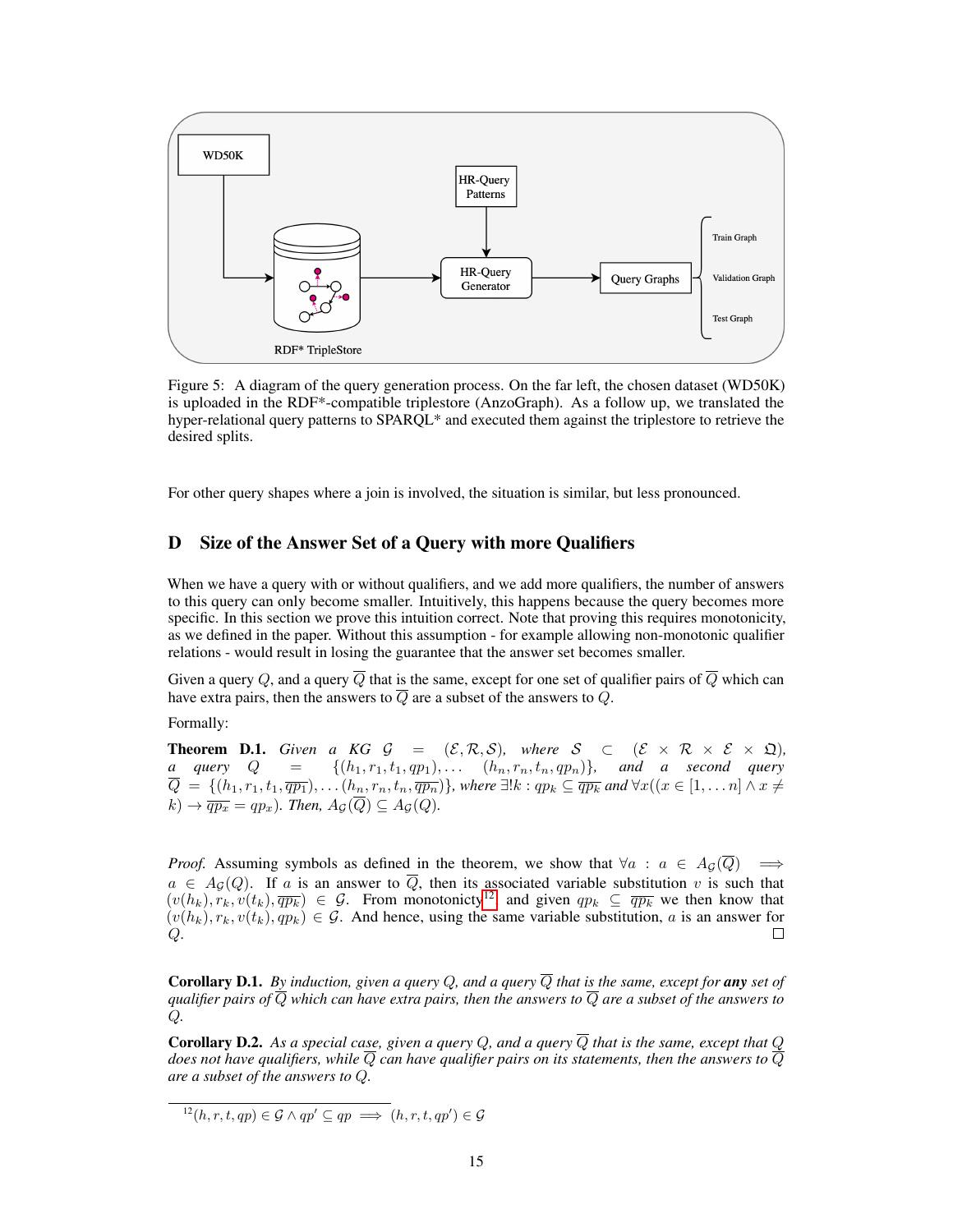Figure 5: A diagram of the query generation process. On the far left, the chosen dataset (WD50K) is uploaded in the RDF*-compatible triplestore (AnzoGraph). As a follow up, we translated the hyper-relational query patterns to SPARQL* and executed them against the triplestore to retrieve the desired splits.

For other query shapes where a join is involved, the situation is similar, but less pronounced.

## D Size of the Answer Set of a Query with more Qualifiers

When we have a query with or without qualifiers, and we add more qualifiers, the number of answers to this query can only become smaller. Intuitively, this happens because the query becomes more specific. In this section we prove this intuition correct. Note that proving this requires monotonicity, as we defined in the paper. Without this assumption - for example allowing non-monotonic qualifier relations - would result in losing the guarantee that the answer set becomes smaller.

Given a query $Q$, and a query $\overline{Q}$ that is the same, except for one set of qualifier pairs of $\overline{Q}$ which can have extra pairs, then the answers to $\overline{Q}$ are a subset of the answers to $Q$.

Formally:

**Theorem D.1.** *Given a KG* $\mathcal{G} = (\mathcal{E}, \mathcal{R}, \mathcal{S})$*, where* $\mathcal{S} \subset (\mathcal{E} \times \mathcal{R} \times \mathcal{E} \times \mathfrak{Q})$*, a query* $Q = \{(h_1, r_1, t_1, qp_1), \ldots (h_n, r_n, t_n, qp_n)\}$*, and a second query* $\overline{Q} = \{(h_1, r_1, t_1, \overline{qp_1}), \ldots (h_n, r_n, t_n, \overline{qp_n})\}$*, where* $\exists! k : qp_k \subseteq \overline{qp_k}$ *and* $\forall x((x \in [1, \ldots n] \wedge x \neq k) \rightarrow \overline{qp_x} = qp_x)$*. Then,* $A_{\mathcal{G}}(\overline{Q}) \subseteq A_{\mathcal{G}}(Q)$*.*

*Proof.* Assuming symbols as defined in the theorem, we show that $\forall a : a \in A_{\mathcal{G}}(\overline{Q}) \implies a \in A_{\mathcal{G}}(Q)$. If $a$ is an answer to $\overline{Q}$, then its associated variable substitution $v$ is such that $(v(h_k), r_k, v(t_k), \overline{qp_k}) \in \mathcal{G}$. From monotonicity[12] and given $qp_k \subseteq \overline{qp_k}$ we then know that $(v(h_k), r_k, v(t_k), qp_k) \in \mathcal{G}$. And hence, using the same variable substitution, $a$ is an answer for $Q$. □

**Corollary D.1.** *By induction, given a query* $Q$*, and a query* $\overline{Q}$ *that is the same, except for* ***any*** *set of qualifier pairs of* $\overline{Q}$ *which can have extra pairs, then the answers to* $\overline{Q}$ *are a subset of the answers to* $Q$*.*

**Corollary D.2.** *As a special case, given a query* $Q$*, and a query* $\overline{Q}$ *that is the same, except that* $Q$ *does not have qualifiers, while* $\overline{Q}$ *can have qualifier pairs on its statements, then the answers to* $\overline{Q}$ *are a subset of the answers to* $Q$*.*

[12] $(h, r, t, qp) \in \mathcal{G} \wedge qp' \subseteq qp \implies (h, r, t, qp') \in \mathcal{G}$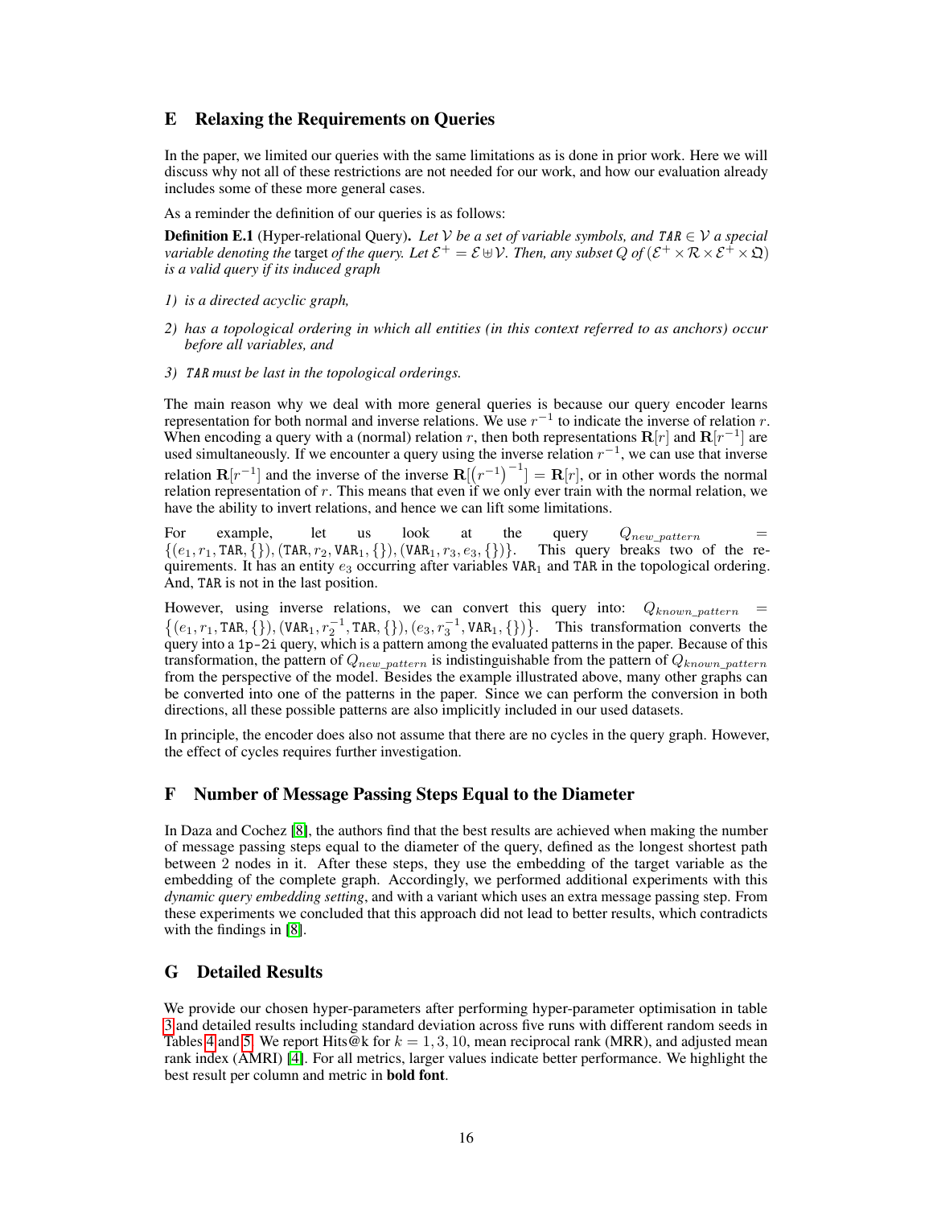## E Relaxing the Requirements on Queries

In the paper, we limited our queries with the same limitations as is done in prior work. Here we will discuss why not all of these restrictions are not needed for our work, and how our evaluation already includes some of these more general cases.

As a reminder the definition of our queries is as follows:

**Definition E.1** (Hyper-relational Query)**.** *Let $\mathcal{V}$ be a set of variable symbols, and $\texttt{TAR} \in \mathcal{V}$ a special variable denoting the* target *of the query. Let $\mathcal{E}^+ = \mathcal{E} \uplus \mathcal{V}$. Then, any subset $Q$ of $(\mathcal{E}^+ \times \mathcal{R} \times \mathcal{E}^+ \times \mathfrak{Q})$ is a valid query if its induced graph*

*1) is a directed acyclic graph,*

*2) has a topological ordering in which all entities (in this context referred to as anchors) occur before all variables, and*

*3) $\texttt{TAR}$ must be last in the topological orderings.*

The main reason why we deal with more general queries is because our query encoder learns representation for both normal and inverse relations. We use $r^{-1}$ to indicate the inverse of relation $r$. When encoding a query with a (normal) relation $r$, then both representations $\mathbf{R}[r]$ and $\mathbf{R}[r^{-1}]$ are used simultaneously. If we encounter a query using the inverse relation $r^{-1}$, we can use that inverse relation $\mathbf{R}[r^{-1}]$ and the inverse of the inverse $\mathbf{R}[\left(r^{-1}\right)^{-1}] = \mathbf{R}[r]$, or in other words the normal relation representation of $r$. This means that even if we only ever train with the normal relation, we have the ability to invert relations, and hence we can lift some limitations.

For example, let us look at the query $Q_{new\_pattern} = \{(e_1, r_1, \texttt{TAR}, \{\}), (\texttt{TAR}, r_2, \texttt{VAR}_1, \{\}), (\texttt{VAR}_1, r_3, e_3, \{\})\}$. This query breaks two of the requirements. It has an entity $e_3$ occurring after variables $\texttt{VAR}_1$ and $\texttt{TAR}$ in the topological ordering. And, $\texttt{TAR}$ is not in the last position.

However, using inverse relations, we can convert this query into: $Q_{known\_pattern} = \{(e_1, r_1, \texttt{TAR}, \{\}), (\texttt{VAR}_1, r_2^{-1}, \texttt{TAR}, \{\}), (e_3, r_3^{-1}, \texttt{VAR}_1, \{\})\}$. This transformation converts the query into a `1p-2i` query, which is a pattern among the evaluated patterns in the paper. Because of this transformation, the pattern of $Q_{new\_pattern}$ is indistinguishable from the pattern of $Q_{known\_pattern}$ from the perspective of the model. Besides the example illustrated above, many other graphs can be converted into one of the patterns in the paper. Since we can perform the conversion in both directions, all these possible patterns are also implicitly included in our used datasets.

In principle, the encoder does also not assume that there are no cycles in the query graph. However, the effect of cycles requires further investigation.

## F Number of Message Passing Steps Equal to the Diameter

In Daza and Cochez [8], the authors find that the best results are achieved when making the number of message passing steps equal to the diameter of the query, defined as the longest shortest path between 2 nodes in it. After these steps, they use the embedding of the target variable as the embedding of the complete graph. Accordingly, we performed additional experiments with this *dynamic query embedding setting*, and with a variant which uses an extra message passing step. From these experiments we concluded that this approach did not lead to better results, which contradicts with the findings in [8].

## G Detailed Results

We provide our chosen hyper-parameters after performing hyper-parameter optimisation in table 3 and detailed results including standard deviation across five runs with different random seeds in Tables 4 and 5. We report Hits@k for $k = 1, 3, 10$, mean reciprocal rank (MRR), and adjusted mean rank index (AMRI) [4]. For all metrics, larger values indicate better performance. We highlight the best result per column and metric in **bold font**.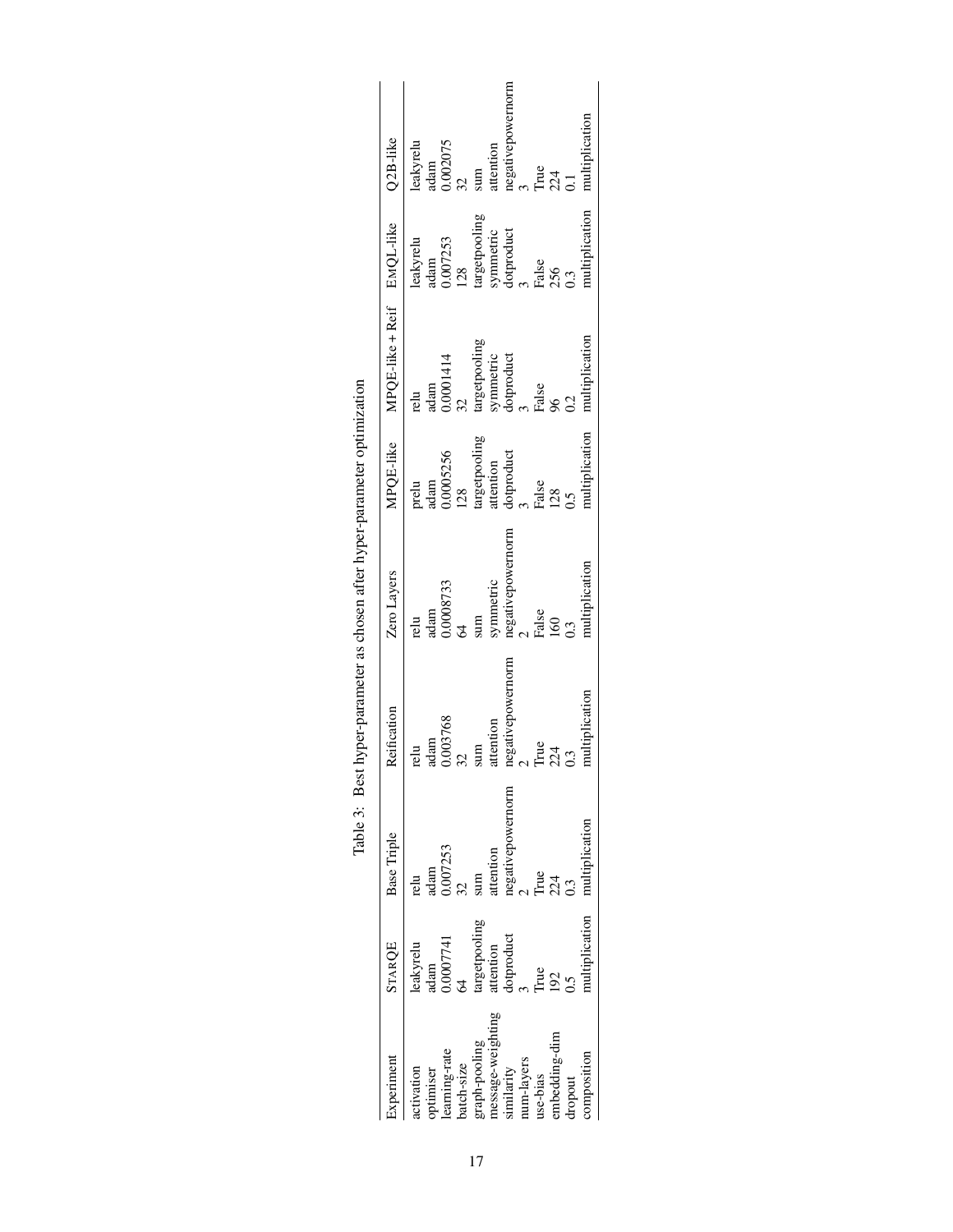Table 3: Best hyper-parameter as chosen after hyper-parameter optimization

| Experiment | StarQE | Base Triple | Reification | Zero Layers | MPQE-like | MPQE-like + Reif | EmQL-like | Q2B-like |
|---|---|---|---|---|---|---|---|---|
| activation | leakyrelu | relu | relu | relu | prelu | relu | leakyrelu | leakyrelu |
| optimiser | adam | adam | adam | adam | adam | adam | adam | adam |
| learning-rate | 0.0007741 | 0.007253 | 0.003768 | 0.0008733 | 0.0005256 | 0.0001414 | 0.007253 | 0.002075 |
| batch-size | 64 | 32 | 32 | 64 | 128 | 32 | 128 | 32 |
| graph-pooling | targetpooling | sum | sum | sum | targetpooling | targetpooling | targetpooling | sum |
| message-weighting | attention | attention | attention | symmetric | attention | symmetric | symmetric | attention |
| similarity | dotproduct | negativepowernorm | negativepowernorm | negativepowernorm | dotproduct | dotproduct | dotproduct | negativepowernorm |
| num-layers | 3 | 2 | 2 | 2 | 3 | 3 | 3 | 3 |
| use-bias | True | True | True | False | False | False | False | True |
| embedding-dim | 192 | 224 | 224 | 160 | 128 | 96 | 256 | 224 |
| dropout | 0.5 | 0.3 | 0.3 | 0.3 | 0.5 | 0.2 | 0.3 | 0.1 |
| composition | multiplication | multiplication | multiplication | multiplication | multiplication | multiplication | multiplication | multiplication |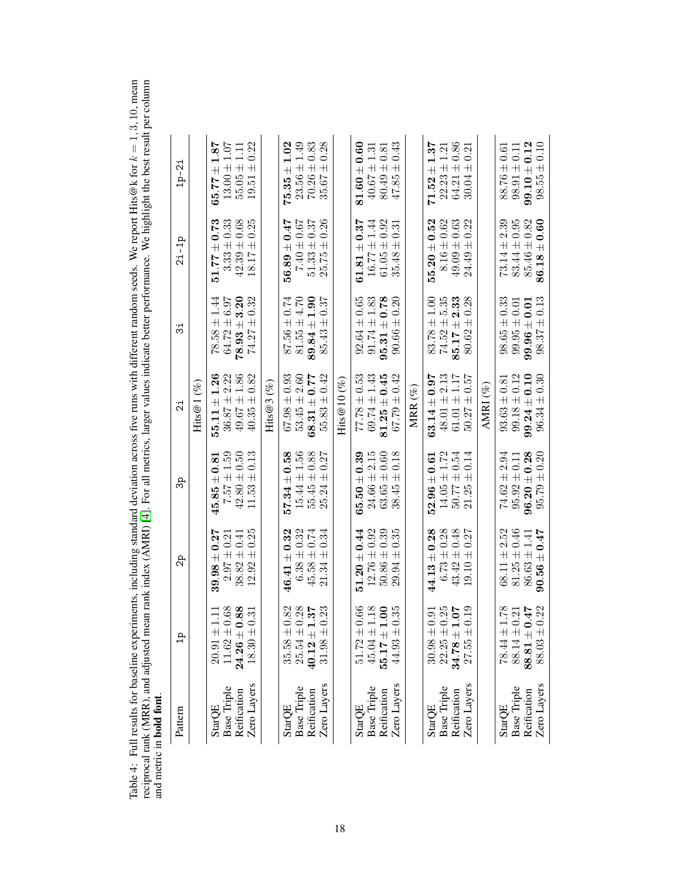Table 4: Full results for baseline experiments, including standard deviation across five runs with different random seeds. We report Hits@k for $k = 1, 3, 10$, mean reciprocal rank (MRR), and adjusted mean rank index (AMRI) [4]. For all metrics, larger values indicate better performance. We highlight the best result per column and metric in **bold font**.

| Pattern | 1p | 2p | 3p | 2i | 3i | 2i-1p | 1p-2i |
|---|---|---|---|---|---|---|---|
| | | | | Hits@1 (%) | | | |
| StarQE | $20.91 \pm 1.11$ | $\mathbf{39.98 \pm 0.27}$ | $\mathbf{45.85 \pm 0.81}$ | $\mathbf{55.11 \pm 1.26}$ | $78.58 \pm 1.44$ | $\mathbf{51.77 \pm 0.73}$ | $\mathbf{65.77 \pm 1.87}$ |
| Base Triple | $11.62 \pm 0.68$ | $2.97 \pm 0.21$ | $7.57 \pm 1.59$ | $36.87 \pm 2.22$ | $64.72 \pm 6.97$ | $3.33 \pm 0.33$ | $13.00 \pm 1.07$ |
| Reification | $\mathbf{24.26 \pm 0.88}$ | $38.82 \pm 0.41$ | $42.80 \pm 0.50$ | $49.67 \pm 1.86$ | $\mathbf{78.93 \pm 3.20}$ | $42.39 \pm 0.68$ | $55.05 \pm 1.11$ |
| Zero Layers | $18.30 \pm 0.31$ | $12.92 \pm 0.25$ | $11.53 \pm 0.13$ | $40.35 \pm 0.82$ | $74.27 \pm 0.32$ | $18.17 \pm 0.25$ | $19.51 \pm 0.22$ |
| | | | | Hits@3 (%) | | | |
| StarQE | $35.58 \pm 0.82$ | $\mathbf{46.41 \pm 0.32}$ | $\mathbf{57.34 \pm 0.58}$ | $67.98 \pm 0.93$ | $87.56 \pm 0.74$ | $\mathbf{56.89 \pm 0.47}$ | $\mathbf{75.35 \pm 1.02}$ |
| Base Triple | $25.54 \pm 0.28$ | $6.38 \pm 0.32$ | $15.44 \pm 1.56$ | $53.45 \pm 2.60$ | $81.55 \pm 4.70$ | $7.40 \pm 0.67$ | $23.56 \pm 1.49$ |
| Reification | $\mathbf{40.12 \pm 1.37}$ | $45.58 \pm 0.74$ | $55.45 \pm 0.88$ | $\mathbf{68.31 \pm 0.77}$ | $\mathbf{89.84 \pm 1.90}$ | $51.33 \pm 0.37$ | $70.26 \pm 0.83$ |
| Zero Layers | $31.98 \pm 0.23$ | $21.34 \pm 0.34$ | $25.24 \pm 0.27$ | $55.83 \pm 0.42$ | $85.43 \pm 0.37$ | $25.75 \pm 0.26$ | $35.67 \pm 0.28$ |
| | | | | Hits@10 (%) | | | |
| StarQE | $51.72 \pm 0.66$ | $\mathbf{51.20 \pm 0.44}$ | $\mathbf{65.50 \pm 0.39}$ | $77.78 \pm 0.53$ | $92.64 \pm 0.65$ | $\mathbf{61.81 \pm 0.37}$ | $\mathbf{81.60 \pm 0.60}$ |
| Base Triple | $45.04 \pm 1.18$ | $12.76 \pm 0.92$ | $24.66 \pm 2.15$ | $69.74 \pm 1.43$ | $91.74 \pm 1.83$ | $16.77 \pm 1.44$ | $40.67 \pm 1.31$ |
| Reification | $\mathbf{55.17 \pm 1.00}$ | $50.86 \pm 0.39$ | $63.65 \pm 0.60$ | $\mathbf{81.25 \pm 0.45}$ | $\mathbf{95.31 \pm 0.78}$ | $61.05 \pm 0.92$ | $80.49 \pm 0.81$ |
| Zero Layers | $44.93 \pm 0.35$ | $29.94 \pm 0.35$ | $38.45 \pm 0.18$ | $67.79 \pm 0.42$ | $90.66 \pm 0.20$ | $35.48 \pm 0.31$ | $47.85 \pm 0.43$ |
| | | | | MRR (%) | | | |
| StarQE | $30.98 \pm 0.91$ | $\mathbf{44.13 \pm 0.28}$ | $\mathbf{52.96 \pm 0.61}$ | $\mathbf{63.14 \pm 0.97}$ | $83.78 \pm 1.00$ | $\mathbf{55.20 \pm 0.52}$ | $\mathbf{71.52 \pm 1.37}$ |
| Base Triple | $22.25 \pm 0.25$ | $6.73 \pm 0.28$ | $14.05 \pm 1.72$ | $48.01 \pm 2.13$ | $74.52 \pm 5.35$ | $8.16 \pm 0.62$ | $22.23 \pm 1.21$ |
| Reification | $\mathbf{34.78 \pm 1.07}$ | $43.42 \pm 0.48$ | $50.77 \pm 0.54$ | $61.01 \pm 1.17$ | $\mathbf{85.17 \pm 2.33}$ | $49.09 \pm 0.63$ | $64.21 \pm 0.86$ |
| Zero Layers | $27.55 \pm 0.19$ | $19.10 \pm 0.27$ | $21.25 \pm 0.14$ | $50.27 \pm 0.57$ | $80.62 \pm 0.28$ | $24.49 \pm 0.22$ | $30.04 \pm 0.21$ |
| | | | | AMRI (%) | | | |
| StarQE | $78.44 \pm 1.78$ | $68.11 \pm 2.52$ | $74.62 \pm 2.94$ | $93.63 \pm 0.81$ | $98.65 \pm 0.33$ | $73.14 \pm 2.39$ | $88.76 \pm 0.61$ |
| Base Triple | $88.14 \pm 0.21$ | $81.25 \pm 0.46$ | $95.92 \pm 0.11$ | $99.18 \pm 0.12$ | $99.95 \pm 0.01$ | $83.44 \pm 0.95$ | $98.91 \pm 0.11$ |
| Reification | $\mathbf{88.81 \pm 0.47}$ | $86.63 \pm 1.41$ | $\mathbf{96.20 \pm 0.28}$ | $\mathbf{99.24 \pm 0.10}$ | $\mathbf{99.96 \pm 0.01}$ | $85.46 \pm 0.82$ | $\mathbf{99.10 \pm 0.12}$ |
| Zero Layers | $88.03 \pm 0.22$ | $\mathbf{90.56 \pm 0.47}$ | $95.79 \pm 0.20$ | $96.34 \pm 0.30$ | $98.37 \pm 0.13$ | $\mathbf{86.18 \pm 0.60}$ | $98.55 \pm 0.10$ |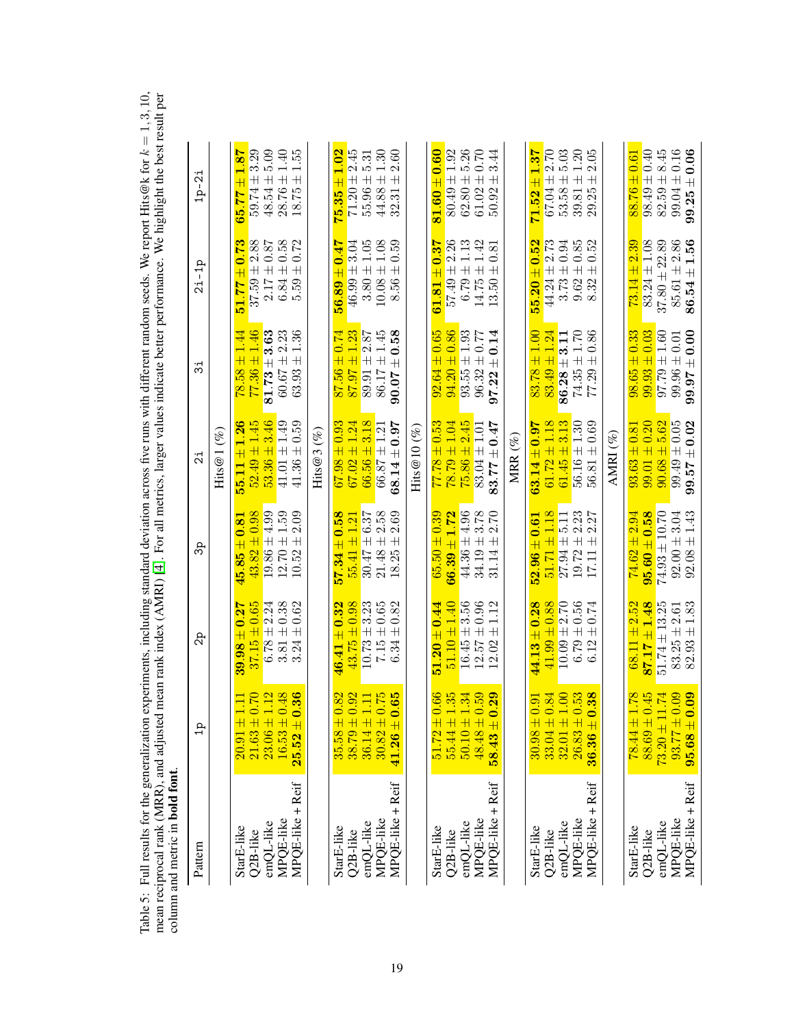Table 5: Full results for the generalization experiments, including standard deviation across five runs with different random seeds. We report Hits@k for $k = 1, 3, 10$, mean reciprocal rank (MRR), and adjusted mean rank index (AMRI) [4]. For all metrics, larger values indicate better performance. We highlight the best result per column and metric in **bold font**.

| Pattern | 1p | 2p | 3p | 2i | 3i | 2i-1p | 1p-2i |
|---|---|---|---|---|---|---|---|
| **Hits@1 (%)** | | | | | | | |
| StarE-like | $20.91 \pm 1.11$ | $\mathbf{39.98 \pm 0.27}$ | $\mathbf{45.85 \pm 0.81}$ | $\mathbf{55.11 \pm 1.26}$ | $78.58 \pm 1.44$ | $\mathbf{51.77 \pm 0.73}$ | $\mathbf{65.77 \pm 1.87}$ |
| Q2B-like | $21.63 \pm 0.70$ | $37.15 \pm 0.65$ | $43.82 \pm 0.98$ | $52.49 \pm 1.45$ | $77.36 \pm 1.46$ | $37.59 \pm 2.88$ | $59.74 \pm 3.29$ |
| emQL-like | $23.06 \pm 1.12$ | $6.78 \pm 2.24$ | $19.86 \pm 4.99$ | $53.36 \pm 3.46$ | $\mathbf{81.73 \pm 3.63}$ | $2.17 \pm 0.87$ | $48.54 \pm 5.09$ |
| MPQE-like | $16.53 \pm 0.48$ | $3.81 \pm 0.38$ | $12.70 \pm 1.59$ | $41.01 \pm 1.49$ | $60.67 \pm 2.23$ | $6.84 \pm 0.58$ | $28.76 \pm 1.40$ |
| MPQE-like + Reif | $\mathbf{25.52 \pm 0.36}$ | $3.24 \pm 0.62$ | $10.52 \pm 2.09$ | $41.36 \pm 0.59$ | $63.93 \pm 1.36$ | $5.59 \pm 0.72$ | $18.75 \pm 1.55$ |
| **Hits@3 (%)** | | | | | | | |
| StarE-like | $35.58 \pm 0.82$ | $\mathbf{46.41 \pm 0.32}$ | $\mathbf{57.34 \pm 0.58}$ | $67.98 \pm 0.93$ | $87.56 \pm 0.74$ | $\mathbf{56.89 \pm 0.47}$ | $\mathbf{75.35 \pm 1.02}$ |
| Q2B-like | $38.79 \pm 0.92$ | $43.75 \pm 0.98$ | $55.41 \pm 1.21$ | $67.02 \pm 1.24$ | $87.97 \pm 1.23$ | $46.99 \pm 3.04$ | $71.20 \pm 2.45$ |
| emQL-like | $36.14 \pm 1.11$ | $10.73 \pm 3.23$ | $30.47 \pm 6.37$ | $66.56 \pm 3.18$ | $89.91 \pm 2.87$ | $3.80 \pm 1.05$ | $55.96 \pm 5.31$ |
| MPQE-like | $30.82 \pm 0.75$ | $7.15 \pm 0.65$ | $21.48 \pm 2.58$ | $66.87 \pm 1.21$ | $86.17 \pm 1.45$ | $10.08 \pm 1.08$ | $44.88 \pm 1.30$ |
| MPQE-like + Reif | $\mathbf{41.26 \pm 0.65}$ | $6.34 \pm 0.82$ | $18.25 \pm 2.69$ | $\mathbf{68.14 \pm 0.97}$ | $\mathbf{90.07 \pm 0.58}$ | $8.56 \pm 0.59$ | $32.31 \pm 2.60$ |
| **Hits@10 (%)** | | | | | | | |
| StarE-like | $51.72 \pm 0.66$ | $\mathbf{51.20 \pm 0.44}$ | $65.50 \pm 0.39$ | $77.78 \pm 0.53$ | $92.64 \pm 0.65$ | $\mathbf{61.81 \pm 0.37}$ | $\mathbf{81.60 \pm 0.60}$ |
| Q2B-like | $55.44 \pm 1.35$ | $51.10 \pm 1.40$ | $\mathbf{66.39 \pm 1.72}$ | $78.79 \pm 1.04$ | $94.20 \pm 0.86$ | $57.49 \pm 2.26$ | $80.49 \pm 1.92$ |
| emQL-like | $50.10 \pm 1.34$ | $16.45 \pm 3.56$ | $44.36 \pm 4.96$ | $75.86 \pm 2.45$ | $93.55 \pm 1.93$ | $6.79 \pm 1.13$ | $62.80 \pm 5.26$ |
| MPQE-like | $48.48 \pm 0.59$ | $12.57 \pm 0.96$ | $34.19 \pm 3.78$ | $83.04 \pm 1.01$ | $96.32 \pm 0.77$ | $14.75 \pm 1.42$ | $61.02 \pm 0.70$ |
| MPQE-like + Reif | $\mathbf{58.43 \pm 0.29}$ | $12.02 \pm 1.12$ | $31.14 \pm 2.70$ | $\mathbf{83.77 \pm 0.47}$ | $\mathbf{97.22 \pm 0.14}$ | $13.50 \pm 0.81$ | $50.92 \pm 3.44$ |
| **MRR (%)** | | | | | | | |
| StarE-like | $30.98 \pm 0.91$ | $\mathbf{44.13 \pm 0.28}$ | $\mathbf{52.96 \pm 0.61}$ | $\mathbf{63.14 \pm 0.97}$ | $83.78 \pm 1.00$ | $\mathbf{55.20 \pm 0.52}$ | $\mathbf{71.52 \pm 1.37}$ |
| Q2B-like | $33.04 \pm 0.84$ | $41.99 \pm 0.88$ | $51.71 \pm 1.18$ | $61.72 \pm 1.18$ | $83.49 \pm 1.24$ | $44.24 \pm 2.73$ | $67.04 \pm 2.70$ |
| emQL-like | $32.01 \pm 1.00$ | $10.09 \pm 2.70$ | $27.94 \pm 5.11$ | $61.45 \pm 3.13$ | $\mathbf{86.28 \pm 3.11}$ | $3.73 \pm 0.94$ | $53.58 \pm 5.03$ |
| MPQE-like | $26.83 \pm 0.53$ | $6.79 \pm 0.56$ | $19.72 \pm 2.23$ | $56.16 \pm 1.30$ | $74.35 \pm 1.70$ | $9.62 \pm 0.85$ | $39.81 \pm 1.20$ |
| MPQE-like + Reif | $\mathbf{36.36 \pm 0.38}$ | $6.12 \pm 0.74$ | $17.11 \pm 2.27$ | $56.81 \pm 0.69$ | $77.29 \pm 0.86$ | $8.32 \pm 0.52$ | $29.25 \pm 2.05$ |
| **AMRI (%)** | | | | | | | |
| StarE-like | $78.44 \pm 1.78$ | $68.11 \pm 2.52$ | $74.62 \pm 2.94$ | $93.63 \pm 0.81$ | $98.65 \pm 0.33$ | $73.14 \pm 2.39$ | $88.76 \pm 0.61$ |
| Q2B-like | $88.69 \pm 0.45$ | $\mathbf{87.17 \pm 1.48}$ | $\mathbf{95.60 \pm 0.58}$ | $99.01 \pm 0.20$ | $99.93 \pm 0.03$ | $83.24 \pm 1.08$ | $98.49 \pm 0.40$ |
| emQL-like | $73.20 \pm 11.74$ | $51.74 \pm 13.25$ | $74.93 \pm 10.70$ | $90.68 \pm 5.62$ | $97.79 \pm 1.60$ | $37.80 \pm 22.89$ | $82.59 \pm 8.45$ |
| MPQE-like | $93.77 \pm 0.09$ | $83.25 \pm 2.61$ | $92.00 \pm 3.04$ | $99.49 \pm 0.05$ | $99.96 \pm 0.01$ | $85.61 \pm 2.86$ | $99.04 \pm 0.16$ |
| MPQE-like + Reif | $\mathbf{95.68 \pm 0.09}$ | $82.93 \pm 1.83$ | $92.08 \pm 1.43$ | $\mathbf{99.57 \pm 0.02}$ | $\mathbf{99.97 \pm 0.00}$ | $\mathbf{86.54 \pm 1.56}$ | $\mathbf{99.25 \pm 0.06}$ |